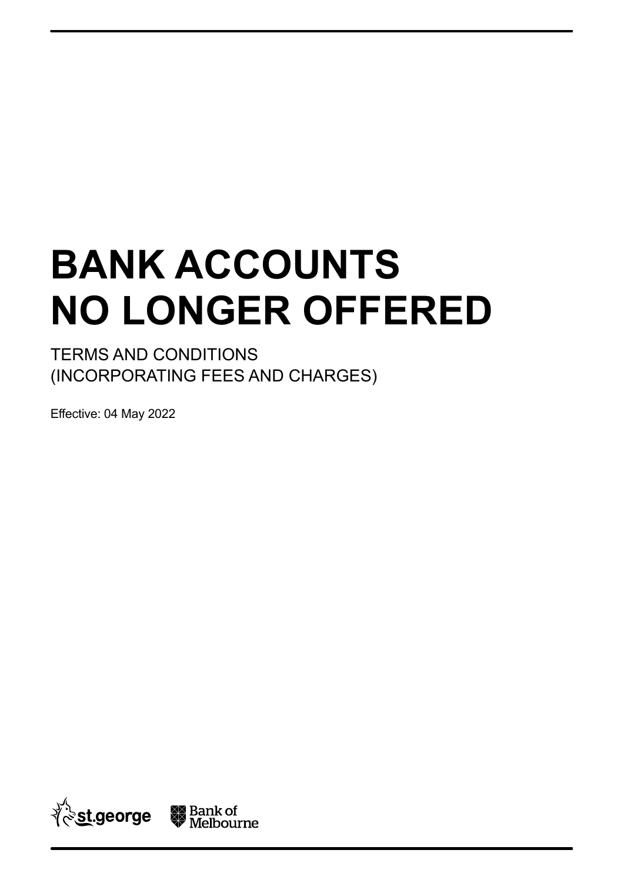# BANK ACCOUNTS NO LONGER OFFERED

TERMS AND CONDITIONS
(INCORPORATING FEES AND CHARGES)

Effective: 04 May 2022

st.george Bank of Melbourne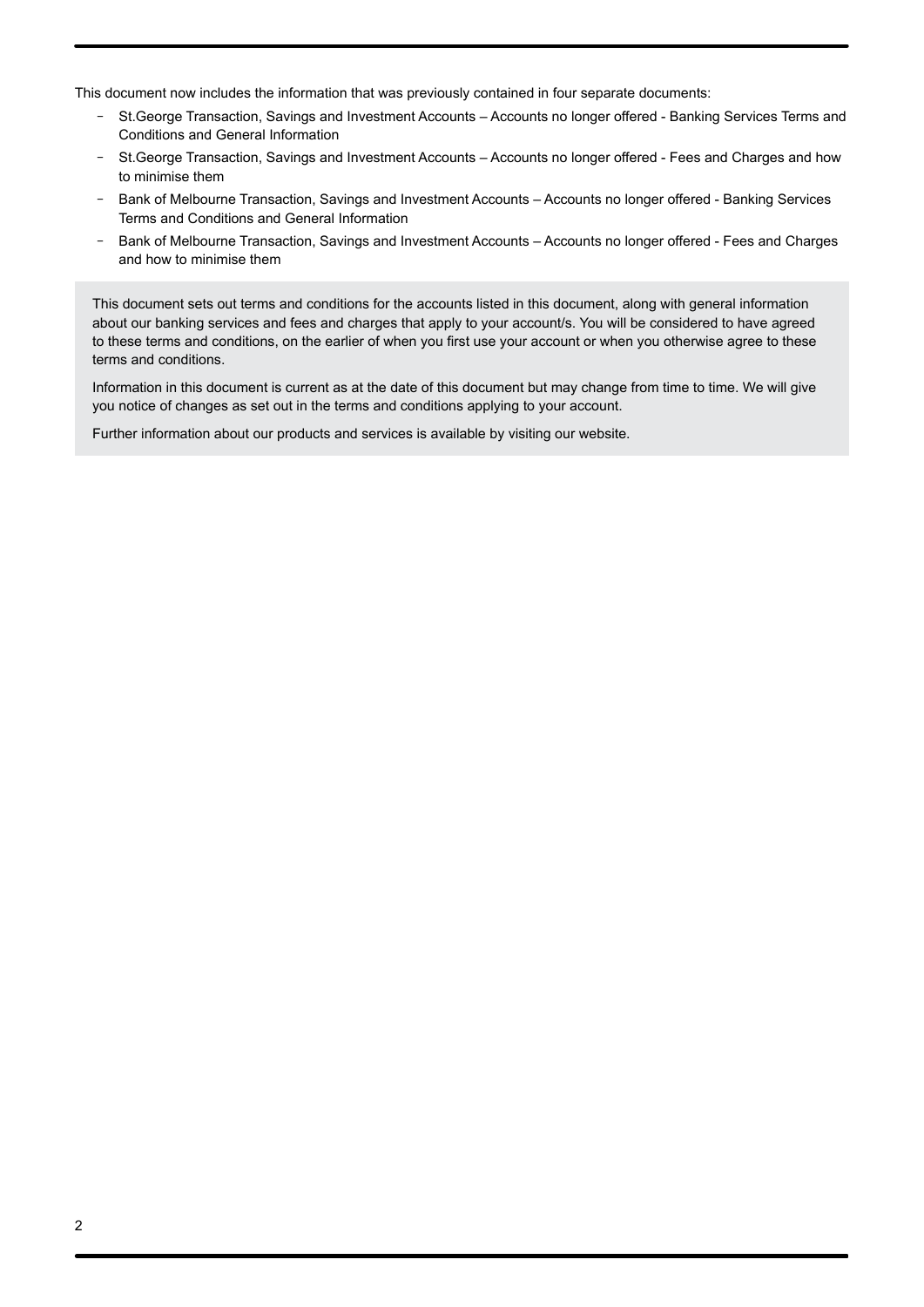This document now includes the information that was previously contained in four separate documents:

- St.George Transaction, Savings and Investment Accounts – Accounts no longer offered - Banking Services Terms and Conditions and General Information
- St.George Transaction, Savings and Investment Accounts – Accounts no longer offered - Fees and Charges and how to minimise them
- Bank of Melbourne Transaction, Savings and Investment Accounts – Accounts no longer offered - Banking Services Terms and Conditions and General Information
- Bank of Melbourne Transaction, Savings and Investment Accounts – Accounts no longer offered - Fees and Charges and how to minimise them

This document sets out terms and conditions for the accounts listed in this document, along with general information about our banking services and fees and charges that apply to your account/s. You will be considered to have agreed to these terms and conditions, on the earlier of when you first use your account or when you otherwise agree to these terms and conditions.

Information in this document is current as at the date of this document but may change from time to time. We will give you notice of changes as set out in the terms and conditions applying to your account.

Further information about our products and services is available by visiting our website.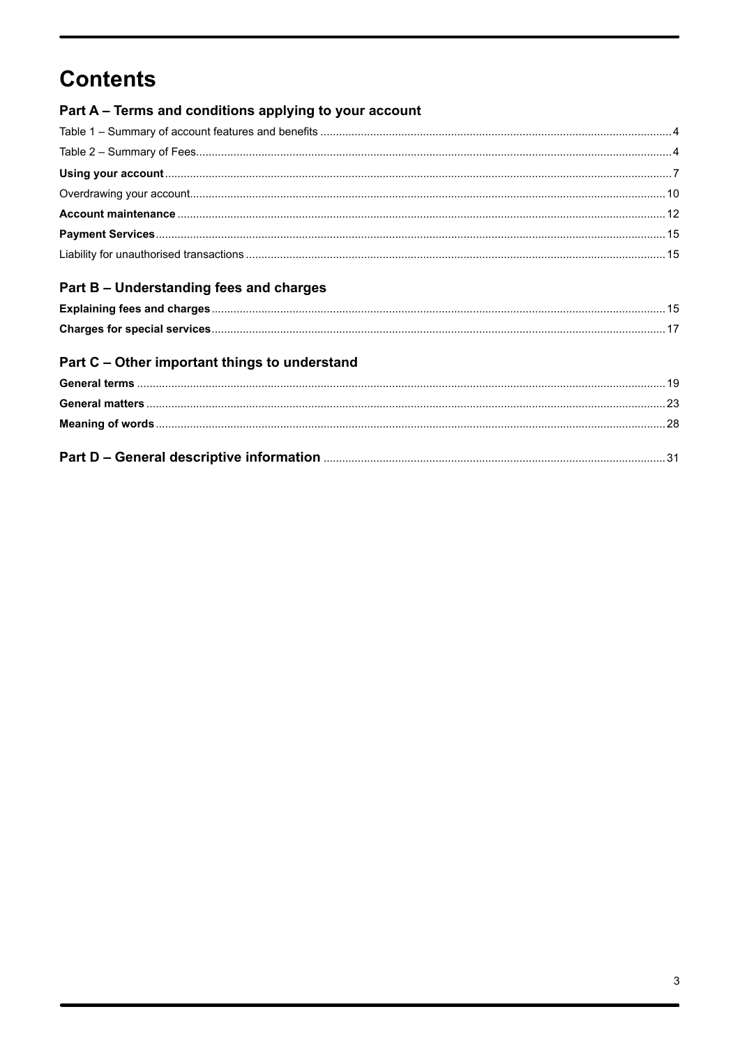# Contents

## Part A – Terms and conditions applying to your account

Table 1 – Summary of account features and benefits ............ 4

Table 2 – Summary of Fees ............ 4

**Using your account** ............ 7

Overdrawing your account ............ 10

**Account maintenance** ............ 12

**Payment Services** ............ 15

Liability for unauthorised transactions ............ 15

## Part B – Understanding fees and charges

**Explaining fees and charges** ............ 15

**Charges for special services** ............ 17

## Part C – Other important things to understand

**General terms** ............ 19

**General matters** ............ 23

**Meaning of words** ............ 28

## Part D – General descriptive information ............ 31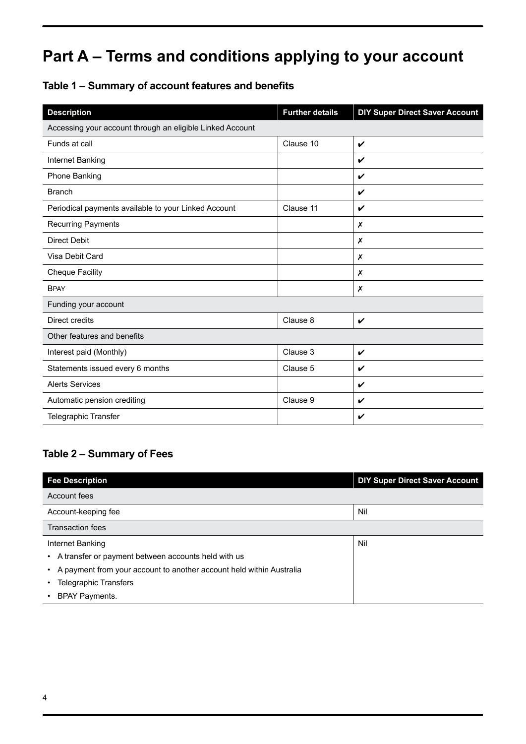# Part A – Terms and conditions applying to your account

## Table 1 – Summary of account features and benefits

| Description | Further details | DIY Super Direct Saver Account |
|---|---|---|
| Accessing your account through an eligible Linked Account | | |
| Funds at call | Clause 10 | ✔ |
| Internet Banking | | ✔ |
| Phone Banking | | ✔ |
| Branch | | ✔ |
| Periodical payments available to your Linked Account | Clause 11 | ✔ |
| Recurring Payments | | ✗ |
| Direct Debit | | ✗ |
| Visa Debit Card | | ✗ |
| Cheque Facility | | ✗ |
| BPAY | | ✗ |
| Funding your account | | |
| Direct credits | Clause 8 | ✔ |
| Other features and benefits | | |
| Interest paid (Monthly) | Clause 3 | ✔ |
| Statements issued every 6 months | Clause 5 | ✔ |
| Alerts Services | | ✔ |
| Automatic pension crediting | Clause 9 | ✔ |
| Telegraphic Transfer | | ✔ |

## Table 2 – Summary of Fees

| Fee Description | DIY Super Direct Saver Account |
|---|---|
| Account fees | |
| Account-keeping fee | Nil |
| Transaction fees | |
| Internet Banking<br>• A transfer or payment between accounts held with us<br>• A payment from your account to another account held within Australia<br>• Telegraphic Transfers<br>• BPAY Payments. | Nil |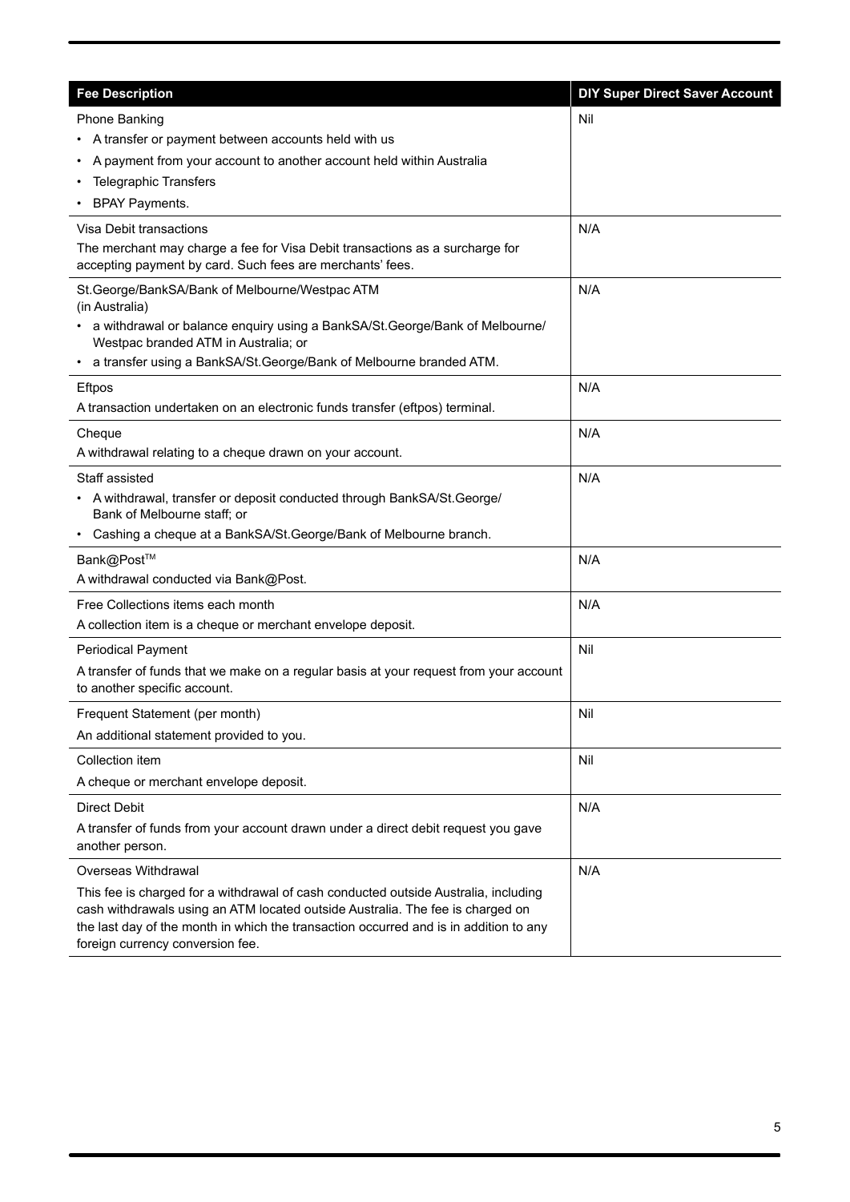| Fee Description | DIY Super Direct Saver Account |
| --- | --- |
| Phone Banking<br>• A transfer or payment between accounts held with us<br>• A payment from your account to another account held within Australia<br>• Telegraphic Transfers<br>• BPAY Payments. | Nil |
| Visa Debit transactions<br>The merchant may charge a fee for Visa Debit transactions as a surcharge for accepting payment by card. Such fees are merchants' fees. | N/A |
| St.George/BankSA/Bank of Melbourne/Westpac ATM (in Australia)<br>• a withdrawal or balance enquiry using a BankSA/St.George/Bank of Melbourne/ Westpac branded ATM in Australia; or<br>• a transfer using a BankSA/St.George/Bank of Melbourne branded ATM. | N/A |
| Eftpos<br>A transaction undertaken on an electronic funds transfer (eftpos) terminal. | N/A |
| Cheque<br>A withdrawal relating to a cheque drawn on your account. | N/A |
| Staff assisted<br>• A withdrawal, transfer or deposit conducted through BankSA/St.George/ Bank of Melbourne staff; or<br>• Cashing a cheque at a BankSA/St.George/Bank of Melbourne branch. | N/A |
| Bank@Post™<br>A withdrawal conducted via Bank@Post. | N/A |
| Free Collections items each month<br>A collection item is a cheque or merchant envelope deposit. | N/A |
| Periodical Payment<br>A transfer of funds that we make on a regular basis at your request from your account to another specific account. | Nil |
| Frequent Statement (per month)<br>An additional statement provided to you. | Nil |
| Collection item<br>A cheque or merchant envelope deposit. | Nil |
| Direct Debit<br>A transfer of funds from your account drawn under a direct debit request you gave another person. | N/A |
| Overseas Withdrawal<br>This fee is charged for a withdrawal of cash conducted outside Australia, including cash withdrawals using an ATM located outside Australia. The fee is charged on the last day of the month in which the transaction occurred and is in addition to any foreign currency conversion fee. | N/A |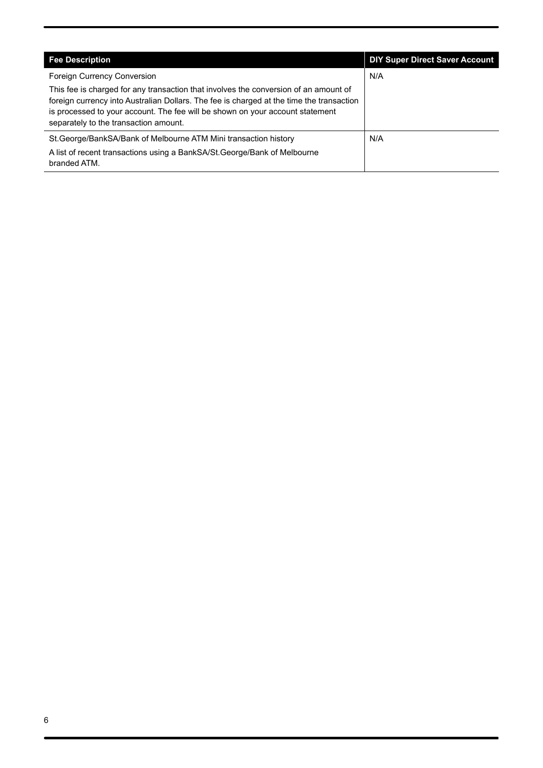| Fee Description | DIY Super Direct Saver Account |
|---|---|
| Foreign Currency Conversion<br><br>This fee is charged for any transaction that involves the conversion of an amount of foreign currency into Australian Dollars. The fee is charged at the time the transaction is processed to your account. The fee will be shown on your account statement separately to the transaction amount. | N/A |
| St.George/BankSA/Bank of Melbourne ATM Mini transaction history<br><br>A list of recent transactions using a BankSA/St.George/Bank of Melbourne branded ATM. | N/A |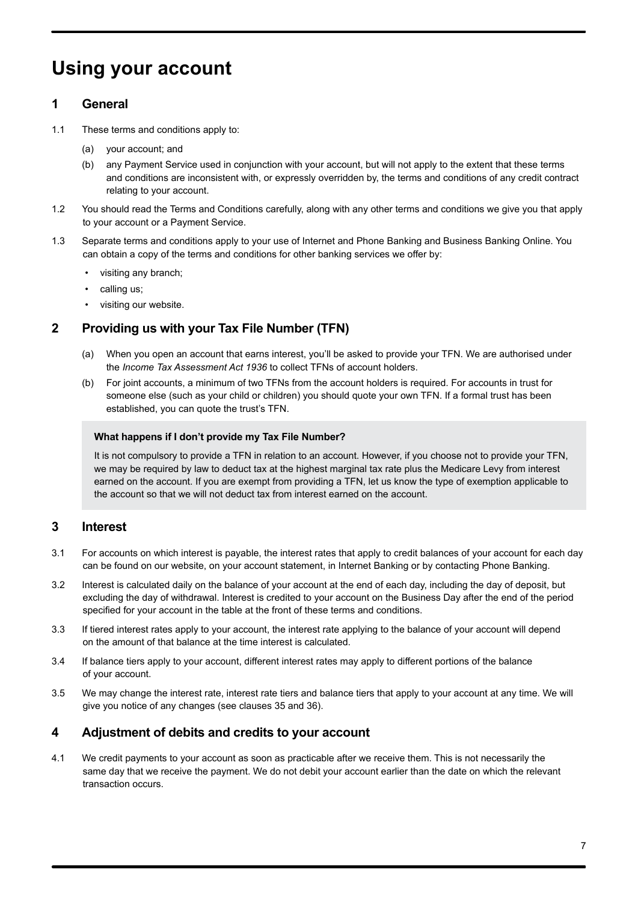# Using your account

## 1 General

1.1 These terms and conditions apply to:

(a) your account; and

(b) any Payment Service used in conjunction with your account, but will not apply to the extent that these terms and conditions are inconsistent with, or expressly overridden by, the terms and conditions of any credit contract relating to your account.

1.2 You should read the Terms and Conditions carefully, along with any other terms and conditions we give you that apply to your account or a Payment Service.

1.3 Separate terms and conditions apply to your use of Internet and Phone Banking and Business Banking Online. You can obtain a copy of the terms and conditions for other banking services we offer by:

- visiting any branch;
- calling us;
- visiting our website.

## 2 Providing us with your Tax File Number (TFN)

(a) When you open an account that earns interest, you'll be asked to provide your TFN. We are authorised under the *Income Tax Assessment Act 1936* to collect TFNs of account holders.

(b) For joint accounts, a minimum of two TFNs from the account holders is required. For accounts in trust for someone else (such as your child or children) you should quote your own TFN. If a formal trust has been established, you can quote the trust's TFN.

**What happens if I don't provide my Tax File Number?**

It is not compulsory to provide a TFN in relation to an account. However, if you choose not to provide your TFN, we may be required by law to deduct tax at the highest marginal tax rate plus the Medicare Levy from interest earned on the account. If you are exempt from providing a TFN, let us know the type of exemption applicable to the account so that we will not deduct tax from interest earned on the account.

## 3 Interest

3.1 For accounts on which interest is payable, the interest rates that apply to credit balances of your account for each day can be found on our website, on your account statement, in Internet Banking or by contacting Phone Banking.

3.2 Interest is calculated daily on the balance of your account at the end of each day, including the day of deposit, but excluding the day of withdrawal. Interest is credited to your account on the Business Day after the end of the period specified for your account in the table at the front of these terms and conditions.

3.3 If tiered interest rates apply to your account, the interest rate applying to the balance of your account will depend on the amount of that balance at the time interest is calculated.

3.4 If balance tiers apply to your account, different interest rates may apply to different portions of the balance of your account.

3.5 We may change the interest rate, interest rate tiers and balance tiers that apply to your account at any time. We will give you notice of any changes (see clauses 35 and 36).

## 4 Adjustment of debits and credits to your account

4.1 We credit payments to your account as soon as practicable after we receive them. This is not necessarily the same day that we receive the payment. We do not debit your account earlier than the date on which the relevant transaction occurs.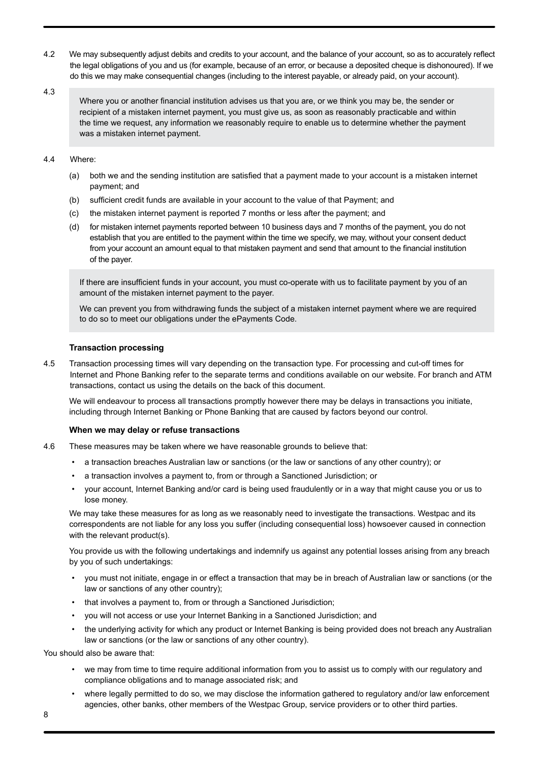4.2 We may subsequently adjust debits and credits to your account, and the balance of your account, so as to accurately reflect the legal obligations of you and us (for example, because of an error, or because a deposited cheque is dishonoured). If we do this we may make consequential changes (including to the interest payable, or already paid, on your account).

4.3 Where you or another financial institution advises us that you are, or we think you may be, the sender or recipient of a mistaken internet payment, you must give us, as soon as reasonably practicable and within the time we request, any information we reasonably require to enable us to determine whether the payment was a mistaken internet payment.

4.4 Where:

(a) both we and the sending institution are satisfied that a payment made to your account is a mistaken internet payment; and

(b) sufficient credit funds are available in your account to the value of that Payment; and

(c) the mistaken internet payment is reported 7 months or less after the payment; and

(d) for mistaken internet payments reported between 10 business days and 7 months of the payment, you do not establish that you are entitled to the payment within the time we specify, we may, without your consent deduct from your account an amount equal to that mistaken payment and send that amount to the financial institution of the payer.

If there are insufficient funds in your account, you must co-operate with us to facilitate payment by you of an amount of the mistaken internet payment to the payer.

We can prevent you from withdrawing funds the subject of a mistaken internet payment where we are required to do so to meet our obligations under the ePayments Code.

**Transaction processing**

4.5 Transaction processing times will vary depending on the transaction type. For processing and cut-off times for Internet and Phone Banking refer to the separate terms and conditions available on our website. For branch and ATM transactions, contact us using the details on the back of this document.

We will endeavour to process all transactions promptly however there may be delays in transactions you initiate, including through Internet Banking or Phone Banking that are caused by factors beyond our control.

**When we may delay or refuse transactions**

4.6 These measures may be taken where we have reasonable grounds to believe that:

- a transaction breaches Australian law or sanctions (or the law or sanctions of any other country); or
- a transaction involves a payment to, from or through a Sanctioned Jurisdiction; or
- your account, Internet Banking and/or card is being used fraudulently or in a way that might cause you or us to lose money.

We may take these measures for as long as we reasonably need to investigate the transactions. Westpac and its correspondents are not liable for any loss you suffer (including consequential loss) howsoever caused in connection with the relevant product(s).

You provide us with the following undertakings and indemnify us against any potential losses arising from any breach by you of such undertakings:

- you must not initiate, engage in or effect a transaction that may be in breach of Australian law or sanctions (or the law or sanctions of any other country);
- that involves a payment to, from or through a Sanctioned Jurisdiction;
- you will not access or use your Internet Banking in a Sanctioned Jurisdiction; and
- the underlying activity for which any product or Internet Banking is being provided does not breach any Australian law or sanctions (or the law or sanctions of any other country).

You should also be aware that:

- we may from time to time require additional information from you to assist us to comply with our regulatory and compliance obligations and to manage associated risk; and
- where legally permitted to do so, we may disclose the information gathered to regulatory and/or law enforcement agencies, other banks, other members of the Westpac Group, service providers or to other third parties.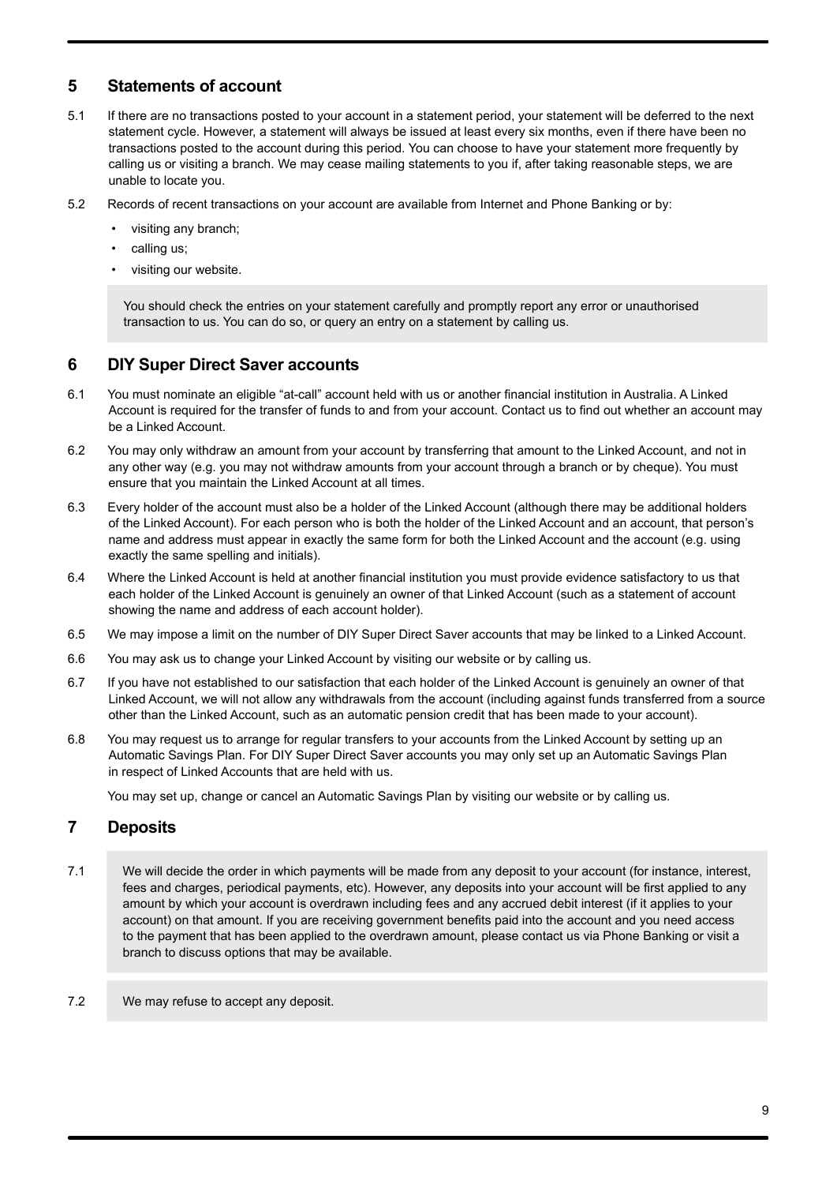## 5 Statements of account

5.1 If there are no transactions posted to your account in a statement period, your statement will be deferred to the next statement cycle. However, a statement will always be issued at least every six months, even if there have been no transactions posted to the account during this period. You can choose to have your statement more frequently by calling us or visiting a branch. We may cease mailing statements to you if, after taking reasonable steps, we are unable to locate you.

5.2 Records of recent transactions on your account are available from Internet and Phone Banking or by:

- visiting any branch;
- calling us;
- visiting our website.

You should check the entries on your statement carefully and promptly report any error or unauthorised transaction to us. You can do so, or query an entry on a statement by calling us.

## 6 DIY Super Direct Saver accounts

6.1 You must nominate an eligible "at-call" account held with us or another financial institution in Australia. A Linked Account is required for the transfer of funds to and from your account. Contact us to find out whether an account may be a Linked Account.

6.2 You may only withdraw an amount from your account by transferring that amount to the Linked Account, and not in any other way (e.g. you may not withdraw amounts from your account through a branch or by cheque). You must ensure that you maintain the Linked Account at all times.

6.3 Every holder of the account must also be a holder of the Linked Account (although there may be additional holders of the Linked Account). For each person who is both the holder of the Linked Account and an account, that person's name and address must appear in exactly the same form for both the Linked Account and the account (e.g. using exactly the same spelling and initials).

6.4 Where the Linked Account is held at another financial institution you must provide evidence satisfactory to us that each holder of the Linked Account is genuinely an owner of that Linked Account (such as a statement of account showing the name and address of each account holder).

6.5 We may impose a limit on the number of DIY Super Direct Saver accounts that may be linked to a Linked Account.

6.6 You may ask us to change your Linked Account by visiting our website or by calling us.

6.7 If you have not established to our satisfaction that each holder of the Linked Account is genuinely an owner of that Linked Account, we will not allow any withdrawals from the account (including against funds transferred from a source other than the Linked Account, such as an automatic pension credit that has been made to your account).

6.8 You may request us to arrange for regular transfers to your accounts from the Linked Account by setting up an Automatic Savings Plan. For DIY Super Direct Saver accounts you may only set up an Automatic Savings Plan in respect of Linked Accounts that are held with us.

You may set up, change or cancel an Automatic Savings Plan by visiting our website or by calling us.

## 7 Deposits

7.1 We will decide the order in which payments will be made from any deposit to your account (for instance, interest, fees and charges, periodical payments, etc). However, any deposits into your account will be first applied to any amount by which your account is overdrawn including fees and any accrued debit interest (if it applies to your account) on that amount. If you are receiving government benefits paid into the account and you need access to the payment that has been applied to the overdrawn amount, please contact us via Phone Banking or visit a branch to discuss options that may be available.

7.2 We may refuse to accept any deposit.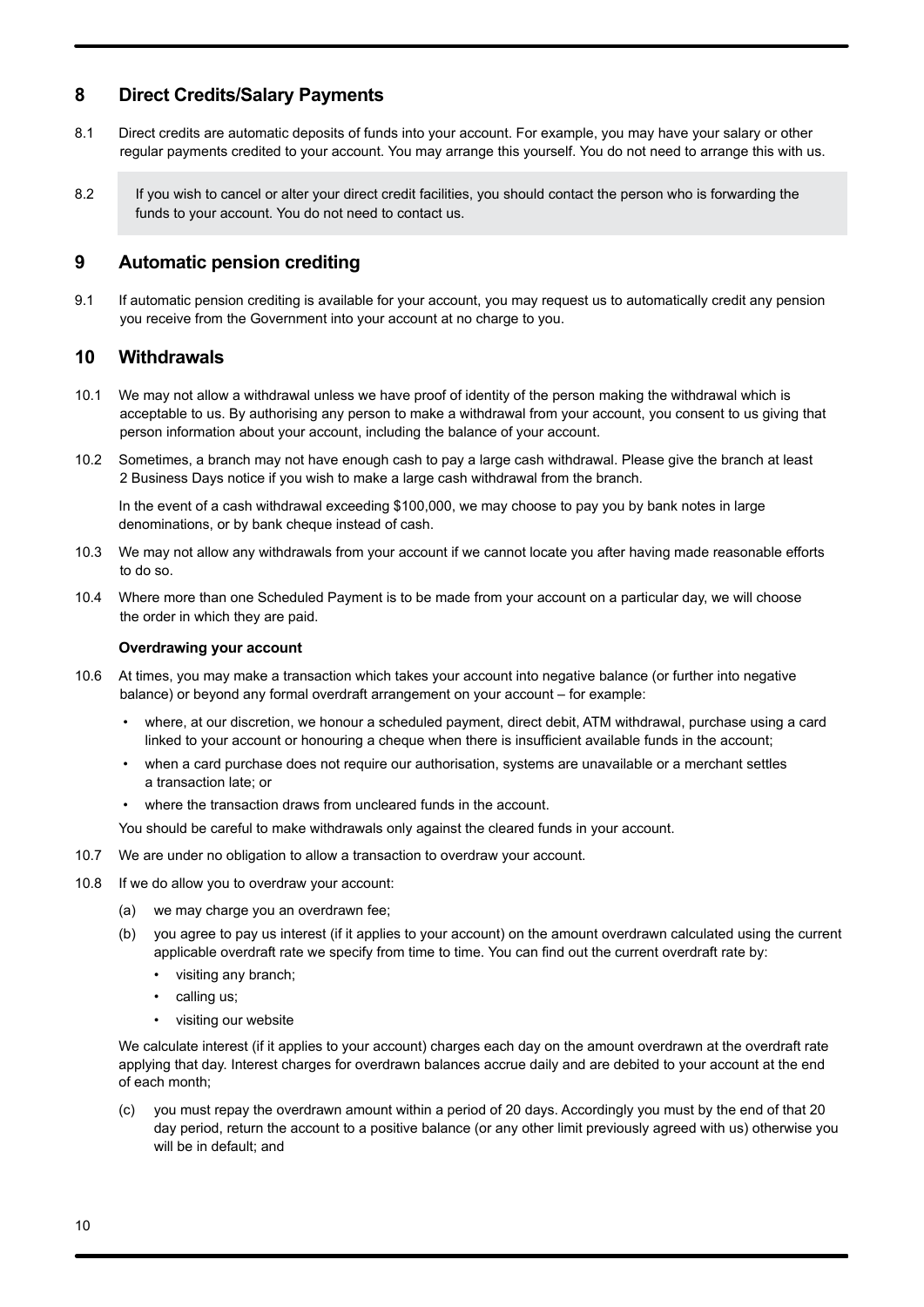## 8 Direct Credits/Salary Payments

8.1 Direct credits are automatic deposits of funds into your account. For example, you may have your salary or other regular payments credited to your account. You may arrange this yourself. You do not need to arrange this with us.

8.2 If you wish to cancel or alter your direct credit facilities, you should contact the person who is forwarding the funds to your account. You do not need to contact us.

## 9 Automatic pension crediting

9.1 If automatic pension crediting is available for your account, you may request us to automatically credit any pension you receive from the Government into your account at no charge to you.

## 10 Withdrawals

10.1 We may not allow a withdrawal unless we have proof of identity of the person making the withdrawal which is acceptable to us. By authorising any person to make a withdrawal from your account, you consent to us giving that person information about your account, including the balance of your account.

10.2 Sometimes, a branch may not have enough cash to pay a large cash withdrawal. Please give the branch at least 2 Business Days notice if you wish to make a large cash withdrawal from the branch.

In the event of a cash withdrawal exceeding $100,000, we may choose to pay you by bank notes in large denominations, or by bank cheque instead of cash.

10.3 We may not allow any withdrawals from your account if we cannot locate you after having made reasonable efforts to do so.

10.4 Where more than one Scheduled Payment is to be made from your account on a particular day, we will choose the order in which they are paid.

**Overdrawing your account**

10.6 At times, you may make a transaction which takes your account into negative balance (or further into negative balance) or beyond any formal overdraft arrangement on your account – for example:

- where, at our discretion, we honour a scheduled payment, direct debit, ATM withdrawal, purchase using a card linked to your account or honouring a cheque when there is insufficient available funds in the account;
- when a card purchase does not require our authorisation, systems are unavailable or a merchant settles a transaction late; or
- where the transaction draws from uncleared funds in the account.

You should be careful to make withdrawals only against the cleared funds in your account.

10.7 We are under no obligation to allow a transaction to overdraw your account.

10.8 If we do allow you to overdraw your account:

(a) we may charge you an overdrawn fee;

(b) you agree to pay us interest (if it applies to your account) on the amount overdrawn calculated using the current applicable overdraft rate we specify from time to time. You can find out the current overdraft rate by:

- visiting any branch;
- calling us;
- visiting our website

We calculate interest (if it applies to your account) charges each day on the amount overdrawn at the overdraft rate applying that day. Interest charges for overdrawn balances accrue daily and are debited to your account at the end of each month;

(c) you must repay the overdrawn amount within a period of 20 days. Accordingly you must by the end of that 20 day period, return the account to a positive balance (or any other limit previously agreed with us) otherwise you will be in default; and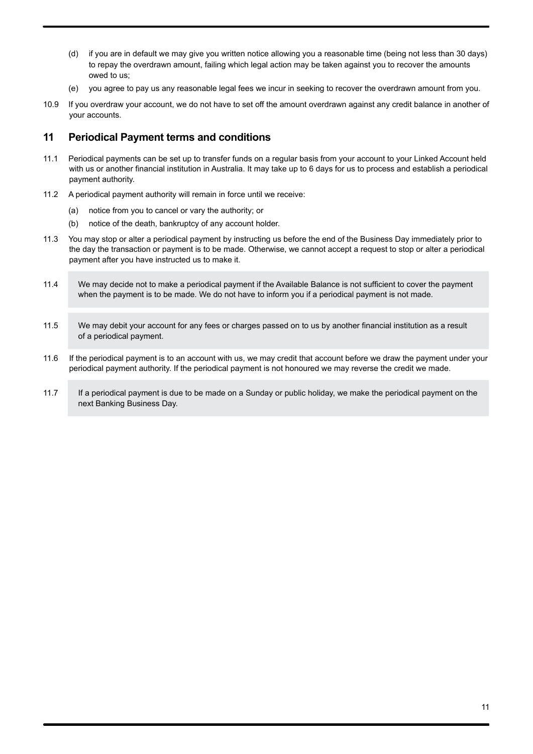(d) if you are in default we may give you written notice allowing you a reasonable time (being not less than 30 days) to repay the overdrawn amount, failing which legal action may be taken against you to recover the amounts owed to us;

(e) you agree to pay us any reasonable legal fees we incur in seeking to recover the overdrawn amount from you.

10.9 If you overdraw your account, we do not have to set off the amount overdrawn against any credit balance in another of your accounts.

## 11 Periodical Payment terms and conditions

11.1 Periodical payments can be set up to transfer funds on a regular basis from your account to your Linked Account held with us or another financial institution in Australia. It may take up to 6 days for us to process and establish a periodical payment authority.

11.2 A periodical payment authority will remain in force until we receive:

(a) notice from you to cancel or vary the authority; or

(b) notice of the death, bankruptcy of any account holder.

11.3 You may stop or alter a periodical payment by instructing us before the end of the Business Day immediately prior to the day the transaction or payment is to be made. Otherwise, we cannot accept a request to stop or alter a periodical payment after you have instructed us to make it.

11.4 We may decide not to make a periodical payment if the Available Balance is not sufficient to cover the payment when the payment is to be made. We do not have to inform you if a periodical payment is not made.

11.5 We may debit your account for any fees or charges passed on to us by another financial institution as a result of a periodical payment.

11.6 If the periodical payment is to an account with us, we may credit that account before we draw the payment under your periodical payment authority. If the periodical payment is not honoured we may reverse the credit we made.

11.7 If a periodical payment is due to be made on a Sunday or public holiday, we make the periodical payment on the next Banking Business Day.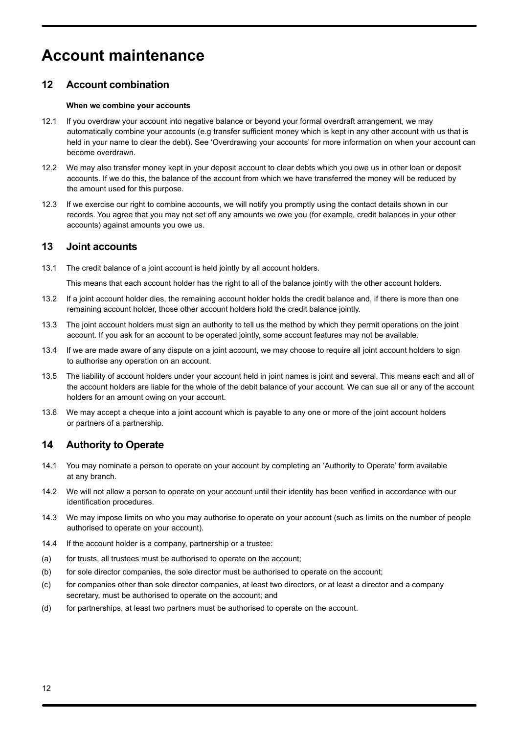# Account maintenance

## 12 Account combination

**When we combine your accounts**

12.1 If you overdraw your account into negative balance or beyond your formal overdraft arrangement, we may automatically combine your accounts (e.g transfer sufficient money which is kept in any other account with us that is held in your name to clear the debt). See 'Overdrawing your accounts' for more information on when your account can become overdrawn.

12.2 We may also transfer money kept in your deposit account to clear debts which you owe us in other loan or deposit accounts. If we do this, the balance of the account from which we have transferred the money will be reduced by the amount used for this purpose.

12.3 If we exercise our right to combine accounts, we will notify you promptly using the contact details shown in our records. You agree that you may not set off any amounts we owe you (for example, credit balances in your other accounts) against amounts you owe us.

## 13 Joint accounts

13.1 The credit balance of a joint account is held jointly by all account holders.

This means that each account holder has the right to all of the balance jointly with the other account holders.

13.2 If a joint account holder dies, the remaining account holder holds the credit balance and, if there is more than one remaining account holder, those other account holders hold the credit balance jointly.

13.3 The joint account holders must sign an authority to tell us the method by which they permit operations on the joint account. If you ask for an account to be operated jointly, some account features may not be available.

13.4 If we are made aware of any dispute on a joint account, we may choose to require all joint account holders to sign to authorise any operation on an account.

13.5 The liability of account holders under your account held in joint names is joint and several. This means each and all of the account holders are liable for the whole of the debit balance of your account. We can sue all or any of the account holders for an amount owing on your account.

13.6 We may accept a cheque into a joint account which is payable to any one or more of the joint account holders or partners of a partnership.

## 14 Authority to Operate

14.1 You may nominate a person to operate on your account by completing an 'Authority to Operate' form available at any branch.

14.2 We will not allow a person to operate on your account until their identity has been verified in accordance with our identification procedures.

14.3 We may impose limits on who you may authorise to operate on your account (such as limits on the number of people authorised to operate on your account).

14.4 If the account holder is a company, partnership or a trustee:

(a) for trusts, all trustees must be authorised to operate on the account;

(b) for sole director companies, the sole director must be authorised to operate on the account;

(c) for companies other than sole director companies, at least two directors, or at least a director and a company secretary, must be authorised to operate on the account; and

(d) for partnerships, at least two partners must be authorised to operate on the account.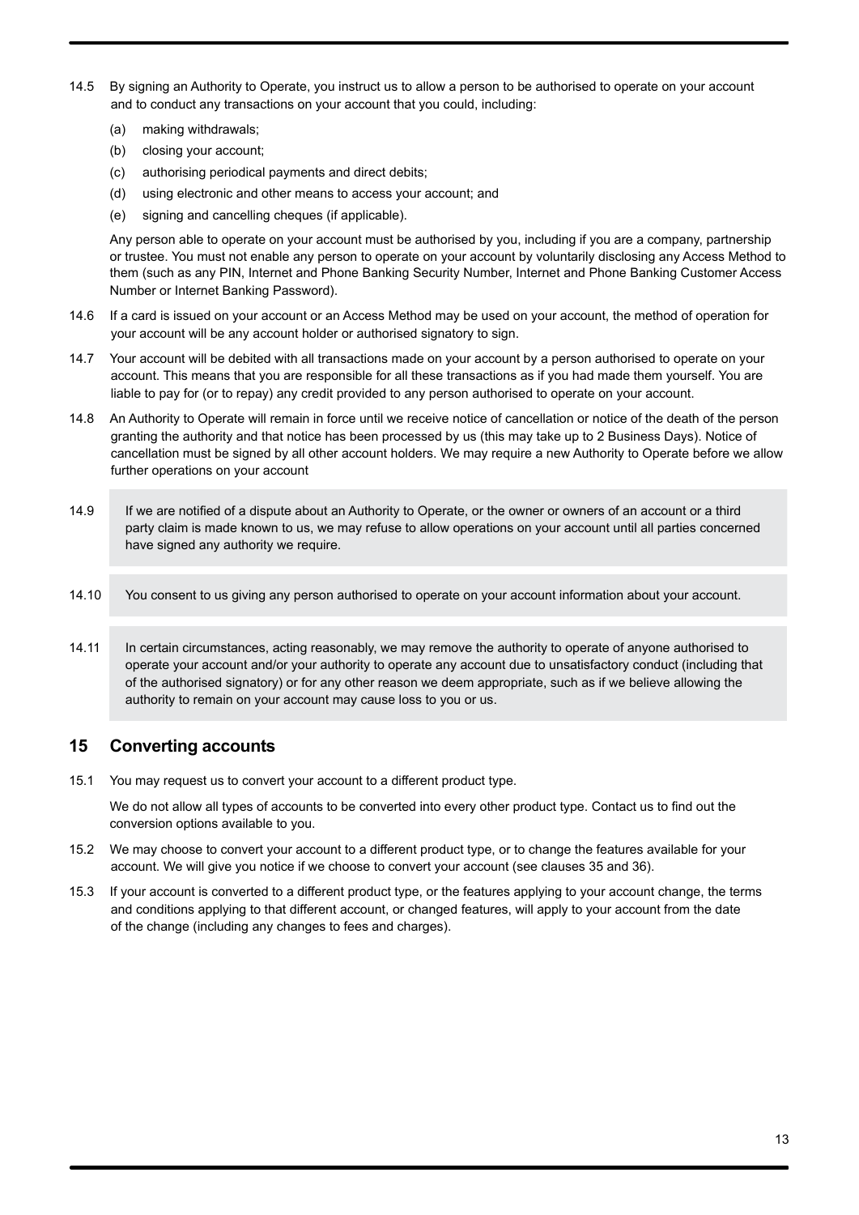14.5 By signing an Authority to Operate, you instruct us to allow a person to be authorised to operate on your account and to conduct any transactions on your account that you could, including:

(a) making withdrawals;

(b) closing your account;

(c) authorising periodical payments and direct debits;

(d) using electronic and other means to access your account; and

(e) signing and cancelling cheques (if applicable).

Any person able to operate on your account must be authorised by you, including if you are a company, partnership or trustee. You must not enable any person to operate on your account by voluntarily disclosing any Access Method to them (such as any PIN, Internet and Phone Banking Security Number, Internet and Phone Banking Customer Access Number or Internet Banking Password).

14.6 If a card is issued on your account or an Access Method may be used on your account, the method of operation for your account will be any account holder or authorised signatory to sign.

14.7 Your account will be debited with all transactions made on your account by a person authorised to operate on your account. This means that you are responsible for all these transactions as if you had made them yourself. You are liable to pay for (or to repay) any credit provided to any person authorised to operate on your account.

14.8 An Authority to Operate will remain in force until we receive notice of cancellation or notice of the death of the person granting the authority and that notice has been processed by us (this may take up to 2 Business Days). Notice of cancellation must be signed by all other account holders. We may require a new Authority to Operate before we allow further operations on your account

14.9 If we are notified of a dispute about an Authority to Operate, or the owner or owners of an account or a third party claim is made known to us, we may refuse to allow operations on your account until all parties concerned have signed any authority we require.

14.10 You consent to us giving any person authorised to operate on your account information about your account.

14.11 In certain circumstances, acting reasonably, we may remove the authority to operate of anyone authorised to operate your account and/or your authority to operate any account due to unsatisfactory conduct (including that of the authorised signatory) or for any other reason we deem appropriate, such as if we believe allowing the authority to remain on your account may cause loss to you or us.

## 15 Converting accounts

15.1 You may request us to convert your account to a different product type.

We do not allow all types of accounts to be converted into every other product type. Contact us to find out the conversion options available to you.

15.2 We may choose to convert your account to a different product type, or to change the features available for your account. We will give you notice if we choose to convert your account (see clauses 35 and 36).

15.3 If your account is converted to a different product type, or the features applying to your account change, the terms and conditions applying to that different account, or changed features, will apply to your account from the date of the change (including any changes to fees and charges).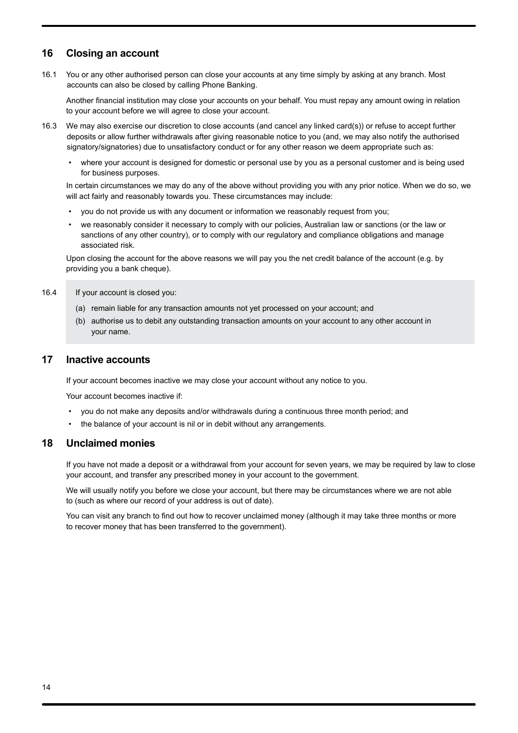## 16 Closing an account

16.1 You or any other authorised person can close your accounts at any time simply by asking at any branch. Most accounts can also be closed by calling Phone Banking.

Another financial institution may close your accounts on your behalf. You must repay any amount owing in relation to your account before we will agree to close your account.

16.3 We may also exercise our discretion to close accounts (and cancel any linked card(s)) or refuse to accept further deposits or allow further withdrawals after giving reasonable notice to you (and, we may also notify the authorised signatory/signatories) due to unsatisfactory conduct or for any other reason we deem appropriate such as:

- where your account is designed for domestic or personal use by you as a personal customer and is being used for business purposes.

In certain circumstances we may do any of the above without providing you with any prior notice. When we do so, we will act fairly and reasonably towards you. These circumstances may include:

- you do not provide us with any document or information we reasonably request from you;
- we reasonably consider it necessary to comply with our policies, Australian law or sanctions (or the law or sanctions of any other country), or to comply with our regulatory and compliance obligations and manage associated risk.

Upon closing the account for the above reasons we will pay you the net credit balance of the account (e.g. by providing you a bank cheque).

16.4 If your account is closed you:

(a) remain liable for any transaction amounts not yet processed on your account; and

(b) authorise us to debit any outstanding transaction amounts on your account to any other account in your name.

## 17 Inactive accounts

If your account becomes inactive we may close your account without any notice to you.

Your account becomes inactive if:

- you do not make any deposits and/or withdrawals during a continuous three month period; and
- the balance of your account is nil or in debit without any arrangements.

## 18 Unclaimed monies

If you have not made a deposit or a withdrawal from your account for seven years, we may be required by law to close your account, and transfer any prescribed money in your account to the government.

We will usually notify you before we close your account, but there may be circumstances where we are not able to (such as where our record of your address is out of date).

You can visit any branch to find out how to recover unclaimed money (although it may take three months or more to recover money that has been transferred to the government).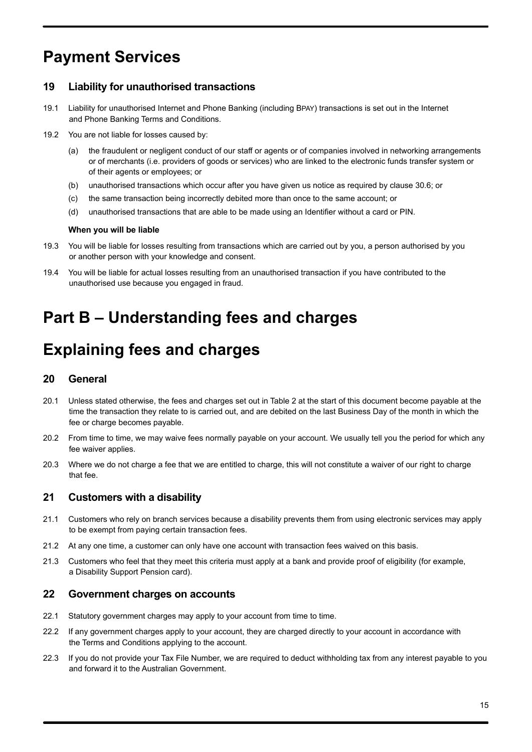# Payment Services

## 19 Liability for unauthorised transactions

19.1 Liability for unauthorised Internet and Phone Banking (including BPAY) transactions is set out in the Internet and Phone Banking Terms and Conditions.

19.2 You are not liable for losses caused by:

- (a) the fraudulent or negligent conduct of our staff or agents or of companies involved in networking arrangements or of merchants (i.e. providers of goods or services) who are linked to the electronic funds transfer system or of their agents or employees; or
- (b) unauthorised transactions which occur after you have given us notice as required by clause 30.6; or
- (c) the same transaction being incorrectly debited more than once to the same account; or
- (d) unauthorised transactions that are able to be made using an Identifier without a card or PIN.

**When you will be liable**

19.3 You will be liable for losses resulting from transactions which are carried out by you, a person authorised by you or another person with your knowledge and consent.

19.4 You will be liable for actual losses resulting from an unauthorised transaction if you have contributed to the unauthorised use because you engaged in fraud.

# Part B – Understanding fees and charges

# Explaining fees and charges

## 20 General

20.1 Unless stated otherwise, the fees and charges set out in Table 2 at the start of this document become payable at the time the transaction they relate to is carried out, and are debited on the last Business Day of the month in which the fee or charge becomes payable.

20.2 From time to time, we may waive fees normally payable on your account. We usually tell you the period for which any fee waiver applies.

20.3 Where we do not charge a fee that we are entitled to charge, this will not constitute a waiver of our right to charge that fee.

## 21 Customers with a disability

21.1 Customers who rely on branch services because a disability prevents them from using electronic services may apply to be exempt from paying certain transaction fees.

21.2 At any one time, a customer can only have one account with transaction fees waived on this basis.

21.3 Customers who feel that they meet this criteria must apply at a bank and provide proof of eligibility (for example, a Disability Support Pension card).

## 22 Government charges on accounts

22.1 Statutory government charges may apply to your account from time to time.

22.2 If any government charges apply to your account, they are charged directly to your account in accordance with the Terms and Conditions applying to the account.

22.3 If you do not provide your Tax File Number, we are required to deduct withholding tax from any interest payable to you and forward it to the Australian Government.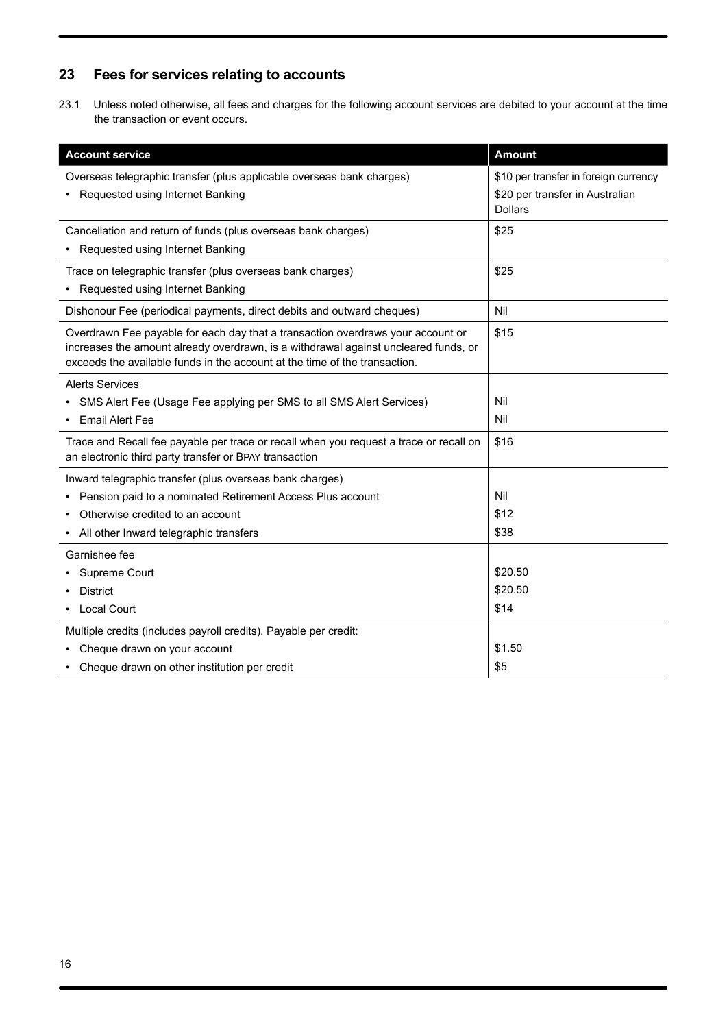## 23 Fees for services relating to accounts

23.1 Unless noted otherwise, all fees and charges for the following account services are debited to your account at the time the transaction or event occurs.

| Account service | Amount |
| --- | --- |
| Overseas telegraphic transfer (plus applicable overseas bank charges)<br>• Requested using Internet Banking | $10 per transfer in foreign currency<br>$20 per transfer in Australian Dollars |
| Cancellation and return of funds (plus overseas bank charges)<br>• Requested using Internet Banking | $25 |
| Trace on telegraphic transfer (plus overseas bank charges)<br>• Requested using Internet Banking | $25 |
| Dishonour Fee (periodical payments, direct debits and outward cheques) | Nil |
| Overdrawn Fee payable for each day that a transaction overdraws your account or increases the amount already overdrawn, is a withdrawal against uncleared funds, or exceeds the available funds in the account at the time of the transaction. | $15 |
| Alerts Services<br>• SMS Alert Fee (Usage Fee applying per SMS to all SMS Alert Services)<br>• Email Alert Fee | <br>Nil<br>Nil |
| Trace and Recall fee payable per trace or recall when you request a trace or recall on an electronic third party transfer or BPAY transaction | $16 |
| Inward telegraphic transfer (plus overseas bank charges)<br>• Pension paid to a nominated Retirement Access Plus account<br>• Otherwise credited to an account<br>• All other Inward telegraphic transfers | <br>Nil<br>$12<br>$38 |
| Garnishee fee<br>• Supreme Court<br>• District<br>• Local Court | <br>$20.50<br>$20.50<br>$14 |
| Multiple credits (includes payroll credits). Payable per credit:<br>• Cheque drawn on your account<br>• Cheque drawn on other institution per credit | <br>$1.50<br>$5 |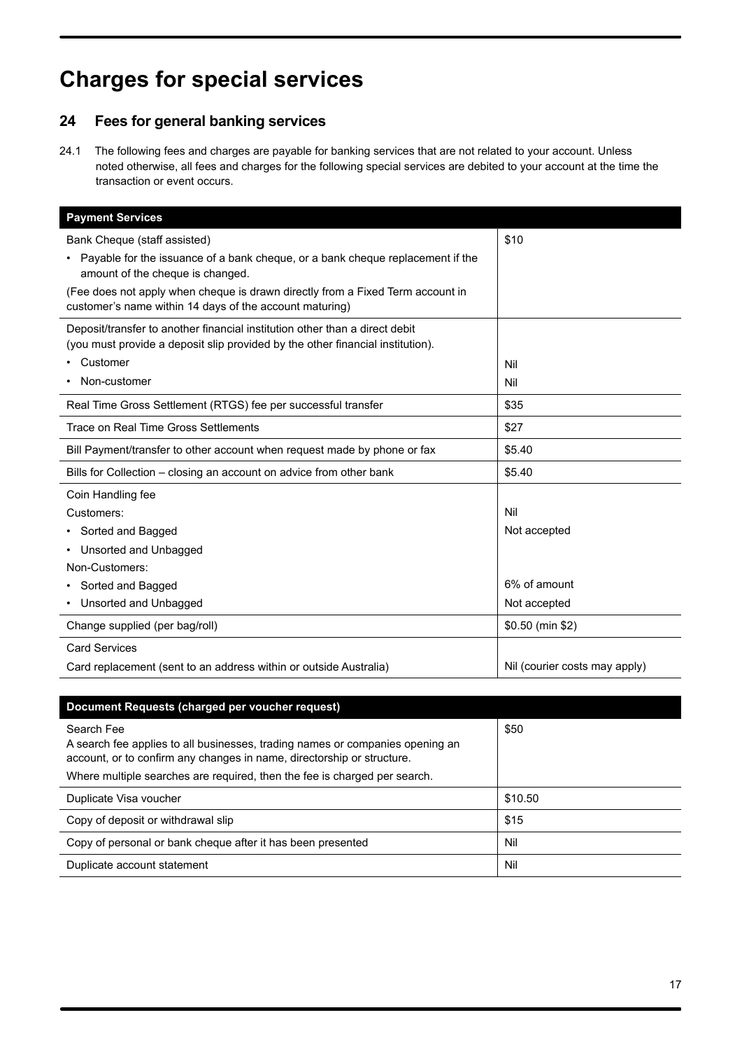# Charges for special services

## 24 Fees for general banking services

24.1 The following fees and charges are payable for banking services that are not related to your account. Unless noted otherwise, all fees and charges for the following special services are debited to your account at the time the transaction or event occurs.

| Payment Services | |
|---|---|
| Bank Cheque (staff assisted)<br>• Payable for the issuance of a bank cheque, or a bank cheque replacement if the amount of the cheque is changed.<br>(Fee does not apply when cheque is drawn directly from a Fixed Term account in customer's name within 14 days of the account maturing) | $10 |
| Deposit/transfer to another financial institution other than a direct debit (you must provide a deposit slip provided by the other financial institution).<br>• Customer<br>• Non-customer | <br><br>Nil<br>Nil |
| Real Time Gross Settlement (RTGS) fee per successful transfer | $35 |
| Trace on Real Time Gross Settlements | $27 |
| Bill Payment/transfer to other account when request made by phone or fax | $5.40 |
| Bills for Collection – closing an account on advice from other bank | $5.40 |
| Coin Handling fee<br>Customers:<br>• Sorted and Bagged<br>• Unsorted and Unbagged<br>Non-Customers:<br>• Sorted and Bagged<br>• Unsorted and Unbagged | <br>Nil<br>Not accepted<br><br><br>6% of amount<br>Not accepted |
| Change supplied (per bag/roll) | $0.50 (min $2) |
| Card Services<br>Card replacement (sent to an address within or outside Australia) | <br>Nil (courier costs may apply) |

| Document Requests (charged per voucher request) | |
|---|---|
| Search Fee<br>A search fee applies to all businesses, trading names or companies opening an account, or to confirm any changes in name, directorship or structure.<br>Where multiple searches are required, then the fee is charged per search. | $50 |
| Duplicate Visa voucher | $10.50 |
| Copy of deposit or withdrawal slip | $15 |
| Copy of personal or bank cheque after it has been presented | Nil |
| Duplicate account statement | Nil |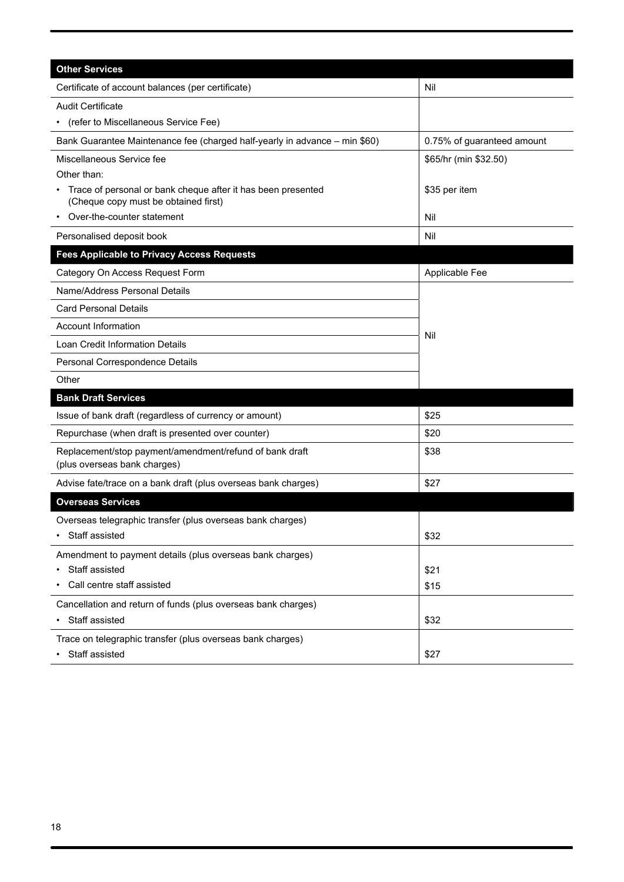| Other Services | |
|---|---|
| Certificate of account balances (per certificate) | Nil |
| Audit Certificate<br>• (refer to Miscellaneous Service Fee) | |
| Bank Guarantee Maintenance fee (charged half-yearly in advance – min $60) | 0.75% of guaranteed amount |
| Miscellaneous Service fee<br>Other than:<br>• Trace of personal or bank cheque after it has been presented (Cheque copy must be obtained first)<br>• Over-the-counter statement | $65/hr (min $32.50)<br><br>$35 per item<br><br>Nil |
| Personalised deposit book | Nil |

| Fees Applicable to Privacy Access Requests | |
|---|---|
| Category On Access Request Form | Applicable Fee |
| Name/Address Personal Details | Nil |
| Card Personal Details | |
| Account Information | |
| Loan Credit Information Details | |
| Personal Correspondence Details | |
| Other | |

| Bank Draft Services | |
|---|---|
| Issue of bank draft (regardless of currency or amount) | $25 |
| Repurchase (when draft is presented over counter) | $20 |
| Replacement/stop payment/amendment/refund of bank draft (plus overseas bank charges) | $38 |
| Advise fate/trace on a bank draft (plus overseas bank charges) | $27 |

| Overseas Services | |
|---|---|
| Overseas telegraphic transfer (plus overseas bank charges)<br>• Staff assisted | <br>$32 |
| Amendment to payment details (plus overseas bank charges)<br>• Staff assisted<br>• Call centre staff assisted | <br>$21<br>$15 |
| Cancellation and return of funds (plus overseas bank charges)<br>• Staff assisted | <br>$32 |
| Trace on telegraphic transfer (plus overseas bank charges)<br>• Staff assisted | <br>$27 |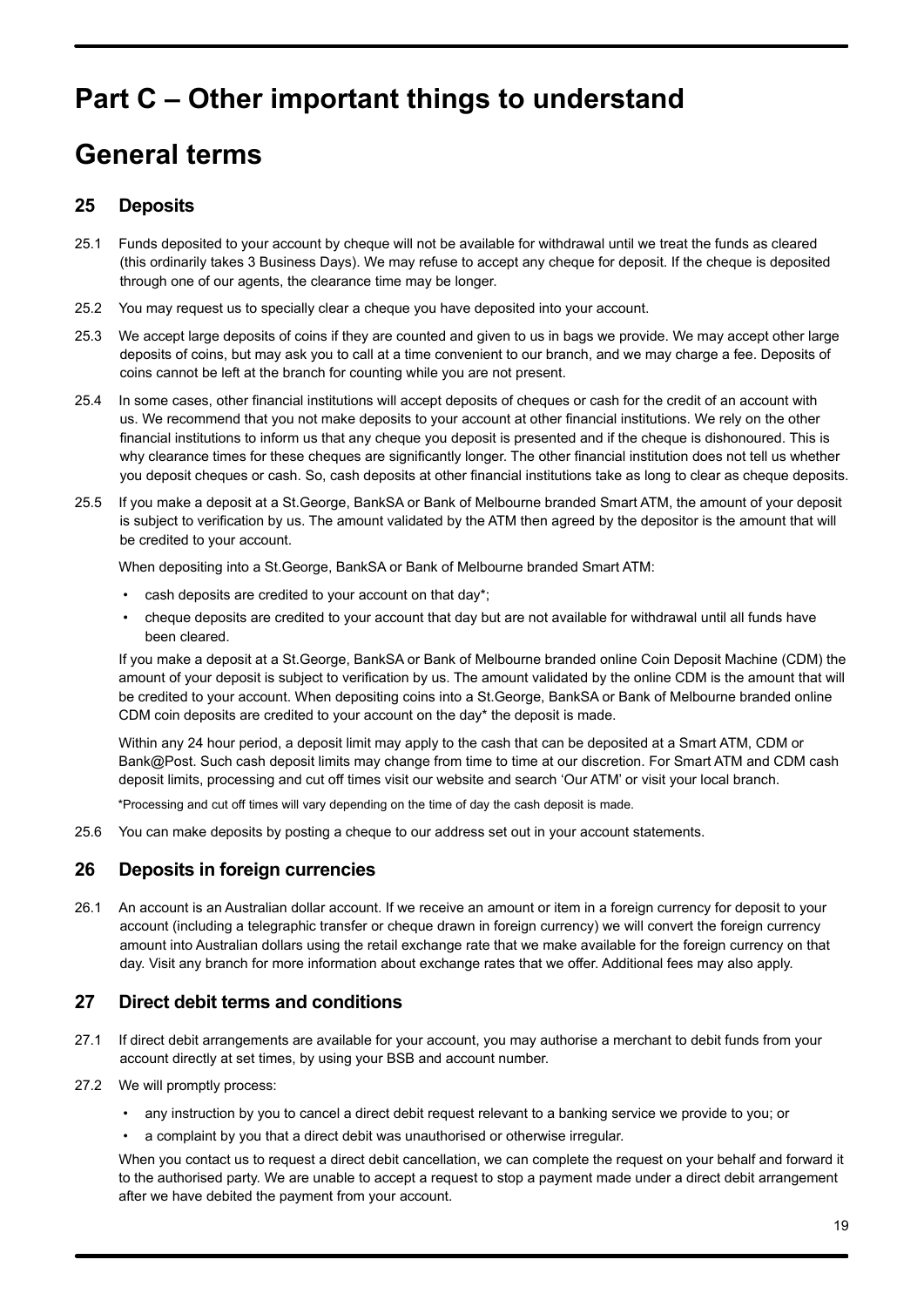# Part C – Other important things to understand

# General terms

## 25 Deposits

25.1 Funds deposited to your account by cheque will not be available for withdrawal until we treat the funds as cleared (this ordinarily takes 3 Business Days). We may refuse to accept any cheque for deposit. If the cheque is deposited through one of our agents, the clearance time may be longer.

25.2 You may request us to specially clear a cheque you have deposited into your account.

25.3 We accept large deposits of coins if they are counted and given to us in bags we provide. We may accept other large deposits of coins, but may ask you to call at a time convenient to our branch, and we may charge a fee. Deposits of coins cannot be left at the branch for counting while you are not present.

25.4 In some cases, other financial institutions will accept deposits of cheques or cash for the credit of an account with us. We recommend that you not make deposits to your account at other financial institutions. We rely on the other financial institutions to inform us that any cheque you deposit is presented and if the cheque is dishonoured. This is why clearance times for these cheques are significantly longer. The other financial institution does not tell us whether you deposit cheques or cash. So, cash deposits at other financial institutions take as long to clear as cheque deposits.

25.5 If you make a deposit at a St.George, BankSA or Bank of Melbourne branded Smart ATM, the amount of your deposit is subject to verification by us. The amount validated by the ATM then agreed by the depositor is the amount that will be credited to your account.

When depositing into a St.George, BankSA or Bank of Melbourne branded Smart ATM:

- cash deposits are credited to your account on that day*;
- cheque deposits are credited to your account that day but are not available for withdrawal until all funds have been cleared.

If you make a deposit at a St.George, BankSA or Bank of Melbourne branded online Coin Deposit Machine (CDM) the amount of your deposit is subject to verification by us. The amount validated by the online CDM is the amount that will be credited to your account. When depositing coins into a St.George, BankSA or Bank of Melbourne branded online CDM coin deposits are credited to your account on the day* the deposit is made.

Within any 24 hour period, a deposit limit may apply to the cash that can be deposited at a Smart ATM, CDM or Bank@Post. Such cash deposit limits may change from time to time at our discretion. For Smart ATM and CDM cash deposit limits, processing and cut off times visit our website and search 'Our ATM' or visit your local branch.

*Processing and cut off times will vary depending on the time of day the cash deposit is made.

25.6 You can make deposits by posting a cheque to our address set out in your account statements.

## 26 Deposits in foreign currencies

26.1 An account is an Australian dollar account. If we receive an amount or item in a foreign currency for deposit to your account (including a telegraphic transfer or cheque drawn in foreign currency) we will convert the foreign currency amount into Australian dollars using the retail exchange rate that we make available for the foreign currency on that day. Visit any branch for more information about exchange rates that we offer. Additional fees may also apply.

## 27 Direct debit terms and conditions

27.1 If direct debit arrangements are available for your account, you may authorise a merchant to debit funds from your account directly at set times, by using your BSB and account number.

27.2 We will promptly process:

- any instruction by you to cancel a direct debit request relevant to a banking service we provide to you; or
- a complaint by you that a direct debit was unauthorised or otherwise irregular.

When you contact us to request a direct debit cancellation, we can complete the request on your behalf and forward it to the authorised party. We are unable to accept a request to stop a payment made under a direct debit arrangement after we have debited the payment from your account.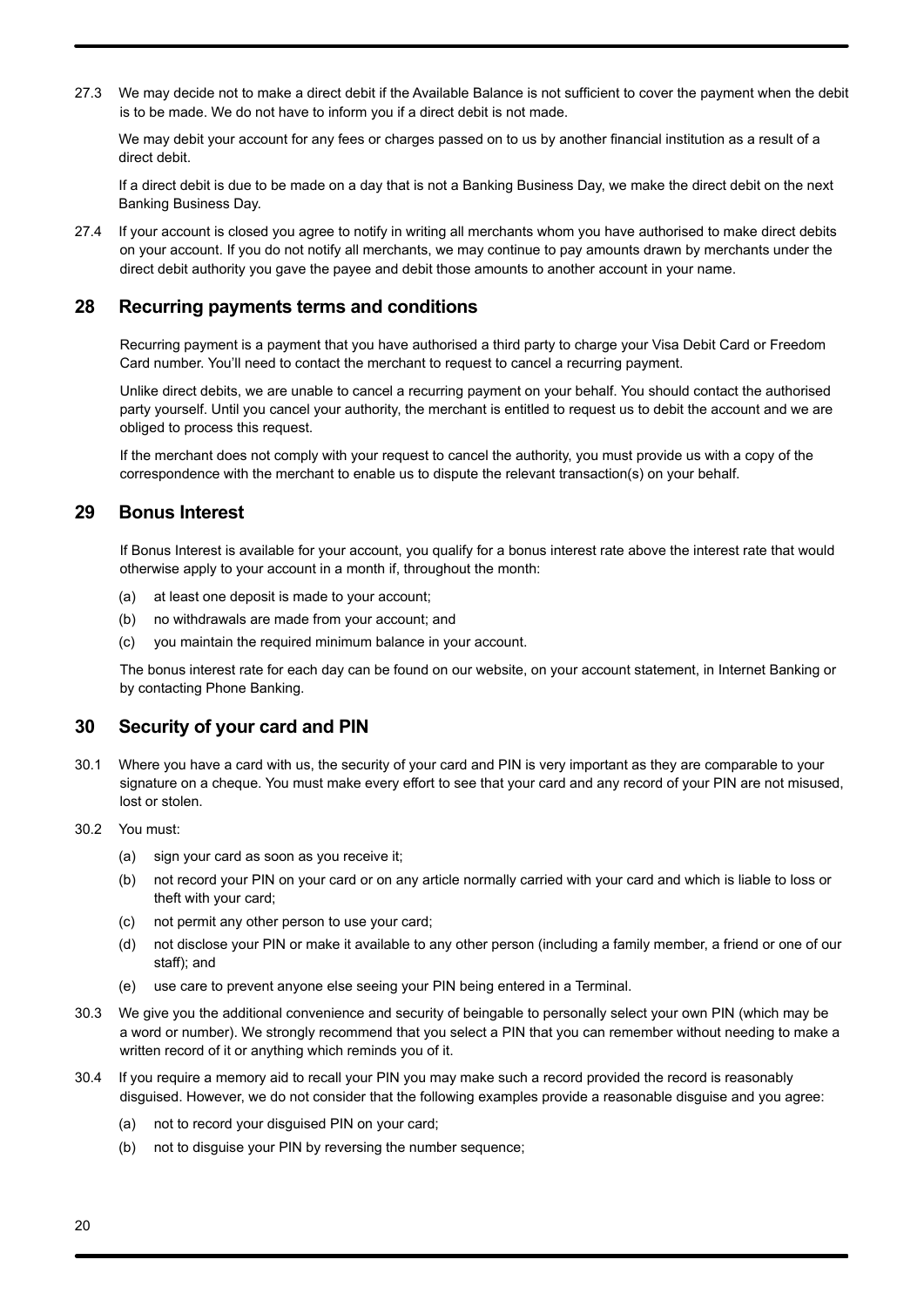27.3 We may decide not to make a direct debit if the Available Balance is not sufficient to cover the payment when the debit is to be made. We do not have to inform you if a direct debit is not made.

We may debit your account for any fees or charges passed on to us by another financial institution as a result of a direct debit.

If a direct debit is due to be made on a day that is not a Banking Business Day, we make the direct debit on the next Banking Business Day.

27.4 If your account is closed you agree to notify in writing all merchants whom you have authorised to make direct debits on your account. If you do not notify all merchants, we may continue to pay amounts drawn by merchants under the direct debit authority you gave the payee and debit those amounts to another account in your name.

## 28 Recurring payments terms and conditions

Recurring payment is a payment that you have authorised a third party to charge your Visa Debit Card or Freedom Card number. You'll need to contact the merchant to request to cancel a recurring payment.

Unlike direct debits, we are unable to cancel a recurring payment on your behalf. You should contact the authorised party yourself. Until you cancel your authority, the merchant is entitled to request us to debit the account and we are obliged to process this request.

If the merchant does not comply with your request to cancel the authority, you must provide us with a copy of the correspondence with the merchant to enable us to dispute the relevant transaction(s) on your behalf.

## 29 Bonus Interest

If Bonus Interest is available for your account, you qualify for a bonus interest rate above the interest rate that would otherwise apply to your account in a month if, throughout the month:

(a) at least one deposit is made to your account;

(b) no withdrawals are made from your account; and

(c) you maintain the required minimum balance in your account.

The bonus interest rate for each day can be found on our website, on your account statement, in Internet Banking or by contacting Phone Banking.

## 30 Security of your card and PIN

30.1 Where you have a card with us, the security of your card and PIN is very important as they are comparable to your signature on a cheque. You must make every effort to see that your card and any record of your PIN are not misused, lost or stolen.

30.2 You must:

(a) sign your card as soon as you receive it;

(b) not record your PIN on your card or on any article normally carried with your card and which is liable to loss or theft with your card;

(c) not permit any other person to use your card;

(d) not disclose your PIN or make it available to any other person (including a family member, a friend or one of our staff); and

(e) use care to prevent anyone else seeing your PIN being entered in a Terminal.

30.3 We give you the additional convenience and security of beingable to personally select your own PIN (which may be a word or number). We strongly recommend that you select a PIN that you can remember without needing to make a written record of it or anything which reminds you of it.

30.4 If you require a memory aid to recall your PIN you may make such a record provided the record is reasonably disguised. However, we do not consider that the following examples provide a reasonable disguise and you agree:

(a) not to record your disguised PIN on your card;

(b) not to disguise your PIN by reversing the number sequence;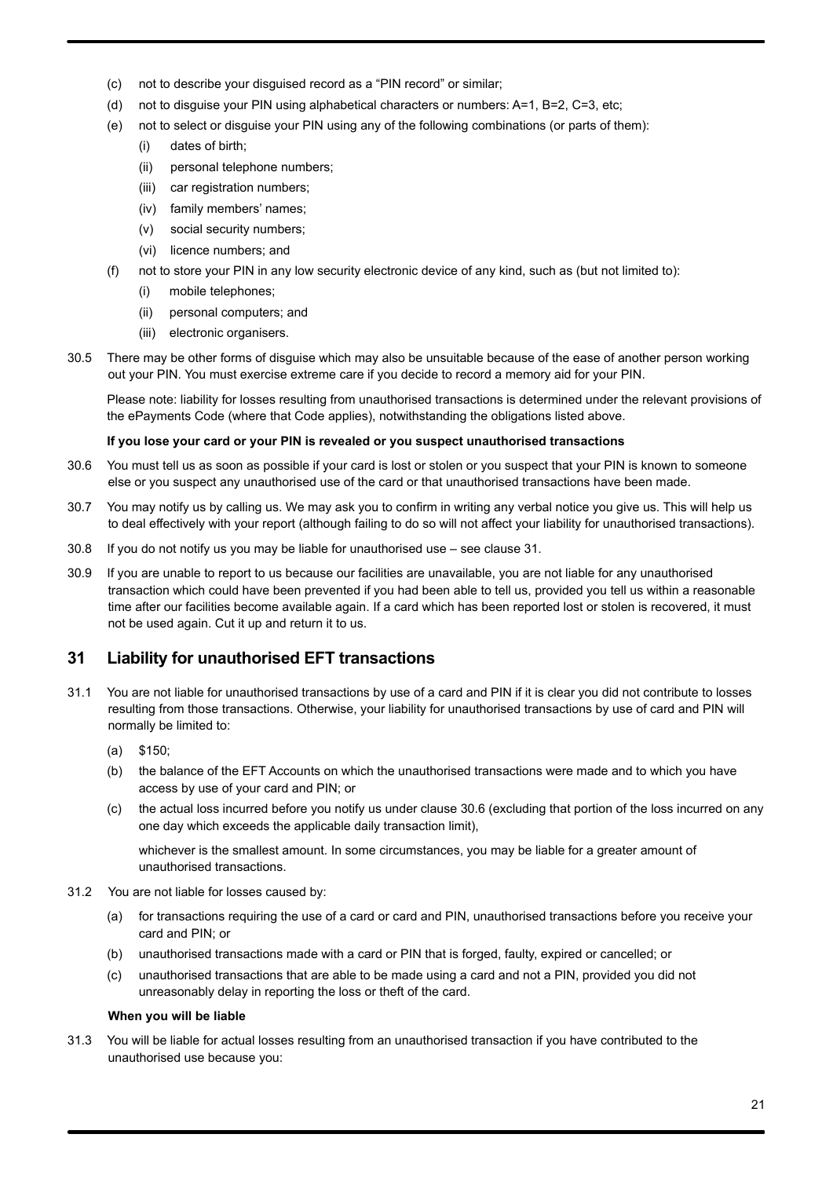(c) not to describe your disguised record as a "PIN record" or similar;

(d) not to disguise your PIN using alphabetical characters or numbers: A=1, B=2, C=3, etc;

(e) not to select or disguise your PIN using any of the following combinations (or parts of them):

  (i) dates of birth;

  (ii) personal telephone numbers;

  (iii) car registration numbers;

  (iv) family members' names;

  (v) social security numbers;

  (vi) licence numbers; and

(f) not to store your PIN in any low security electronic device of any kind, such as (but not limited to):

  (i) mobile telephones;

  (ii) personal computers; and

  (iii) electronic organisers.

30.5 There may be other forms of disguise which may also be unsuitable because of the ease of another person working out your PIN. You must exercise extreme care if you decide to record a memory aid for your PIN.

Please note: liability for losses resulting from unauthorised transactions is determined under the relevant provisions of the ePayments Code (where that Code applies), notwithstanding the obligations listed above.

**If you lose your card or your PIN is revealed or you suspect unauthorised transactions**

30.6 You must tell us as soon as possible if your card is lost or stolen or you suspect that your PIN is known to someone else or you suspect any unauthorised use of the card or that unauthorised transactions have been made.

30.7 You may notify us by calling us. We may ask you to confirm in writing any verbal notice you give us. This will help us to deal effectively with your report (although failing to do so will not affect your liability for unauthorised transactions).

30.8 If you do not notify us you may be liable for unauthorised use – see clause 31.

30.9 If you are unable to report to us because our facilities are unavailable, you are not liable for any unauthorised transaction which could have been prevented if you had been able to tell us, provided you tell us within a reasonable time after our facilities become available again. If a card which has been reported lost or stolen is recovered, it must not be used again. Cut it up and return it to us.

## 31 Liability for unauthorised EFT transactions

31.1 You are not liable for unauthorised transactions by use of a card and PIN if it is clear you did not contribute to losses resulting from those transactions. Otherwise, your liability for unauthorised transactions by use of card and PIN will normally be limited to:

(a) $150;

(b) the balance of the EFT Accounts on which the unauthorised transactions were made and to which you have access by use of your card and PIN; or

(c) the actual loss incurred before you notify us under clause 30.6 (excluding that portion of the loss incurred on any one day which exceeds the applicable daily transaction limit),

whichever is the smallest amount. In some circumstances, you may be liable for a greater amount of unauthorised transactions.

31.2 You are not liable for losses caused by:

(a) for transactions requiring the use of a card or card and PIN, unauthorised transactions before you receive your card and PIN; or

(b) unauthorised transactions made with a card or PIN that is forged, faulty, expired or cancelled; or

(c) unauthorised transactions that are able to be made using a card and not a PIN, provided you did not unreasonably delay in reporting the loss or theft of the card.

**When you will be liable**

31.3 You will be liable for actual losses resulting from an unauthorised transaction if you have contributed to the unauthorised use because you: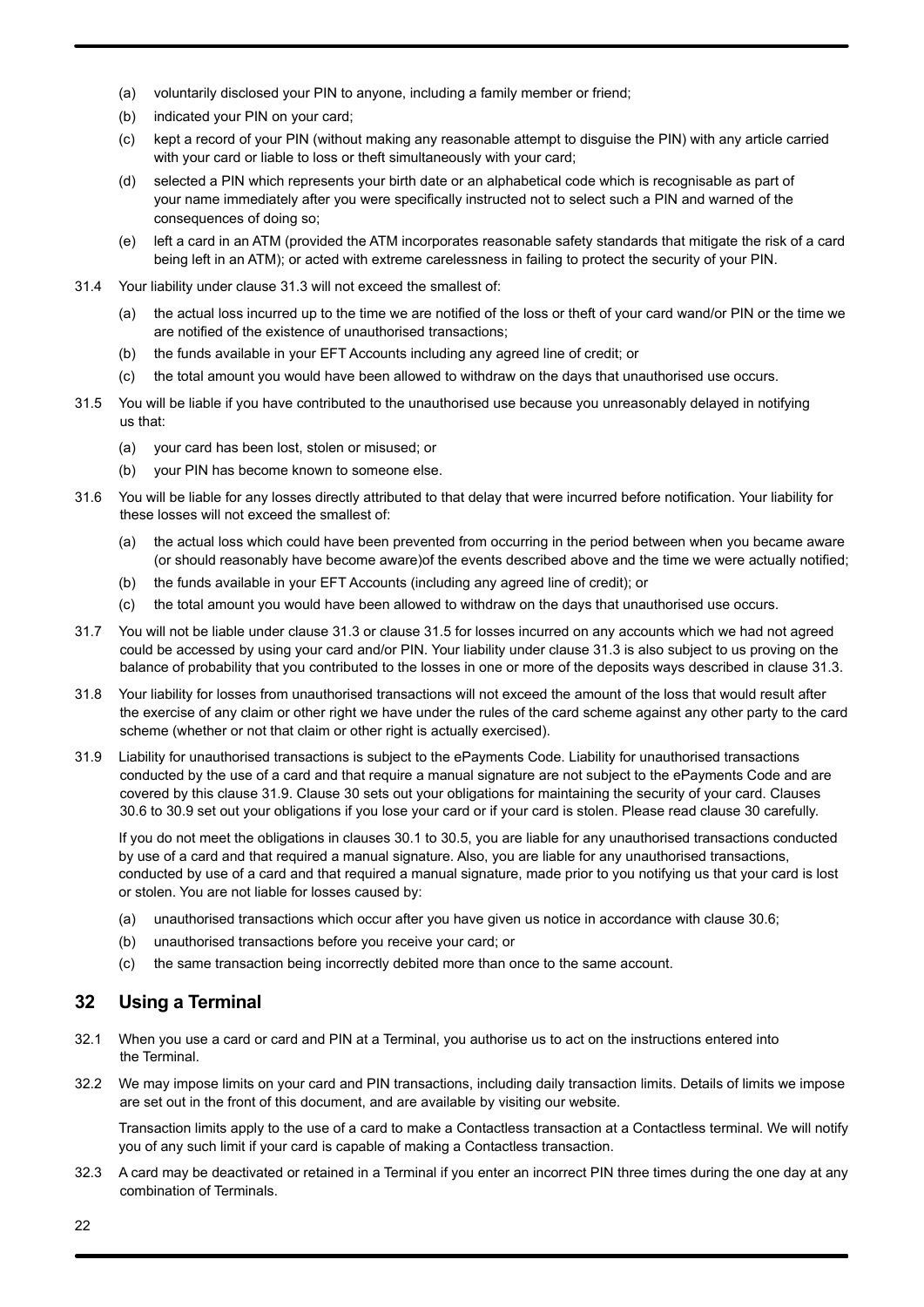(a) voluntarily disclosed your PIN to anyone, including a family member or friend;

(b) indicated your PIN on your card;

(c) kept a record of your PIN (without making any reasonable attempt to disguise the PIN) with any article carried with your card or liable to loss or theft simultaneously with your card;

(d) selected a PIN which represents your birth date or an alphabetical code which is recognisable as part of your name immediately after you were specifically instructed not to select such a PIN and warned of the consequences of doing so;

(e) left a card in an ATM (provided the ATM incorporates reasonable safety standards that mitigate the risk of a card being left in an ATM); or acted with extreme carelessness in failing to protect the security of your PIN.

31.4 Your liability under clause 31.3 will not exceed the smallest of:

(a) the actual loss incurred up to the time we are notified of the loss or theft of your card wand/or PIN or the time we are notified of the existence of unauthorised transactions;

(b) the funds available in your EFT Accounts including any agreed line of credit; or

(c) the total amount you would have been allowed to withdraw on the days that unauthorised use occurs.

31.5 You will be liable if you have contributed to the unauthorised use because you unreasonably delayed in notifying us that:

(a) your card has been lost, stolen or misused; or

(b) your PIN has become known to someone else.

31.6 You will be liable for any losses directly attributed to that delay that were incurred before notification. Your liability for these losses will not exceed the smallest of:

(a) the actual loss which could have been prevented from occurring in the period between when you became aware (or should reasonably have become aware)of the events described above and the time we were actually notified;

(b) the funds available in your EFT Accounts (including any agreed line of credit); or

(c) the total amount you would have been allowed to withdraw on the days that unauthorised use occurs.

31.7 You will not be liable under clause 31.3 or clause 31.5 for losses incurred on any accounts which we had not agreed could be accessed by using your card and/or PIN. Your liability under clause 31.3 is also subject to us proving on the balance of probability that you contributed to the losses in one or more of the deposits ways described in clause 31.3.

31.8 Your liability for losses from unauthorised transactions will not exceed the amount of the loss that would result after the exercise of any claim or other right we have under the rules of the card scheme against any other party to the card scheme (whether or not that claim or other right is actually exercised).

31.9 Liability for unauthorised transactions is subject to the ePayments Code. Liability for unauthorised transactions conducted by the use of a card and that require a manual signature are not subject to the ePayments Code and are covered by this clause 31.9. Clause 30 sets out your obligations for maintaining the security of your card. Clauses 30.6 to 30.9 set out your obligations if you lose your card or if your card is stolen. Please read clause 30 carefully.

If you do not meet the obligations in clauses 30.1 to 30.5, you are liable for any unauthorised transactions conducted by use of a card and that required a manual signature. Also, you are liable for any unauthorised transactions, conducted by use of a card and that required a manual signature, made prior to you notifying us that your card is lost or stolen. You are not liable for losses caused by:

(a) unauthorised transactions which occur after you have given us notice in accordance with clause 30.6;

(b) unauthorised transactions before you receive your card; or

(c) the same transaction being incorrectly debited more than once to the same account.

## 32 Using a Terminal

32.1 When you use a card or card and PIN at a Terminal, you authorise us to act on the instructions entered into the Terminal.

32.2 We may impose limits on your card and PIN transactions, including daily transaction limits. Details of limits we impose are set out in the front of this document, and are available by visiting our website.

Transaction limits apply to the use of a card to make a Contactless transaction at a Contactless terminal. We will notify you of any such limit if your card is capable of making a Contactless transaction.

32.3 A card may be deactivated or retained in a Terminal if you enter an incorrect PIN three times during the one day at any combination of Terminals.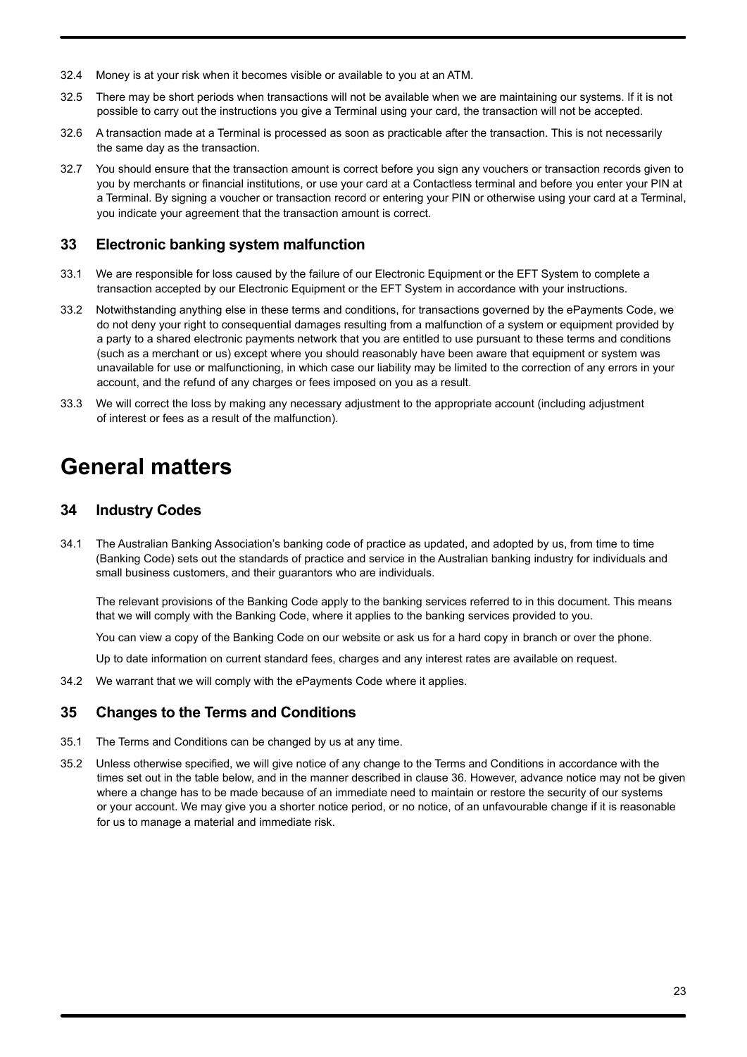32.4 Money is at your risk when it becomes visible or available to you at an ATM.

32.5 There may be short periods when transactions will not be available when we are maintaining our systems. If it is not possible to carry out the instructions you give a Terminal using your card, the transaction will not be accepted.

32.6 A transaction made at a Terminal is processed as soon as practicable after the transaction. This is not necessarily the same day as the transaction.

32.7 You should ensure that the transaction amount is correct before you sign any vouchers or transaction records given to you by merchants or financial institutions, or use your card at a Contactless terminal and before you enter your PIN at a Terminal. By signing a voucher or transaction record or entering your PIN or otherwise using your card at a Terminal, you indicate your agreement that the transaction amount is correct.

## 33 Electronic banking system malfunction

33.1 We are responsible for loss caused by the failure of our Electronic Equipment or the EFT System to complete a transaction accepted by our Electronic Equipment or the EFT System in accordance with your instructions.

33.2 Notwithstanding anything else in these terms and conditions, for transactions governed by the ePayments Code, we do not deny your right to consequential damages resulting from a malfunction of a system or equipment provided by a party to a shared electronic payments network that you are entitled to use pursuant to these terms and conditions (such as a merchant or us) except where you should reasonably have been aware that equipment or system was unavailable for use or malfunctioning, in which case our liability may be limited to the correction of any errors in your account, and the refund of any charges or fees imposed on you as a result.

33.3 We will correct the loss by making any necessary adjustment to the appropriate account (including adjustment of interest or fees as a result of the malfunction).

# General matters

## 34 Industry Codes

34.1 The Australian Banking Association's banking code of practice as updated, and adopted by us, from time to time (Banking Code) sets out the standards of practice and service in the Australian banking industry for individuals and small business customers, and their guarantors who are individuals.

The relevant provisions of the Banking Code apply to the banking services referred to in this document. This means that we will comply with the Banking Code, where it applies to the banking services provided to you.

You can view a copy of the Banking Code on our website or ask us for a hard copy in branch or over the phone.

Up to date information on current standard fees, charges and any interest rates are available on request.

34.2 We warrant that we will comply with the ePayments Code where it applies.

## 35 Changes to the Terms and Conditions

35.1 The Terms and Conditions can be changed by us at any time.

35.2 Unless otherwise specified, we will give notice of any change to the Terms and Conditions in accordance with the times set out in the table below, and in the manner described in clause 36. However, advance notice may not be given where a change has to be made because of an immediate need to maintain or restore the security of our systems or your account. We may give you a shorter notice period, or no notice, of an unfavourable change if it is reasonable for us to manage a material and immediate risk.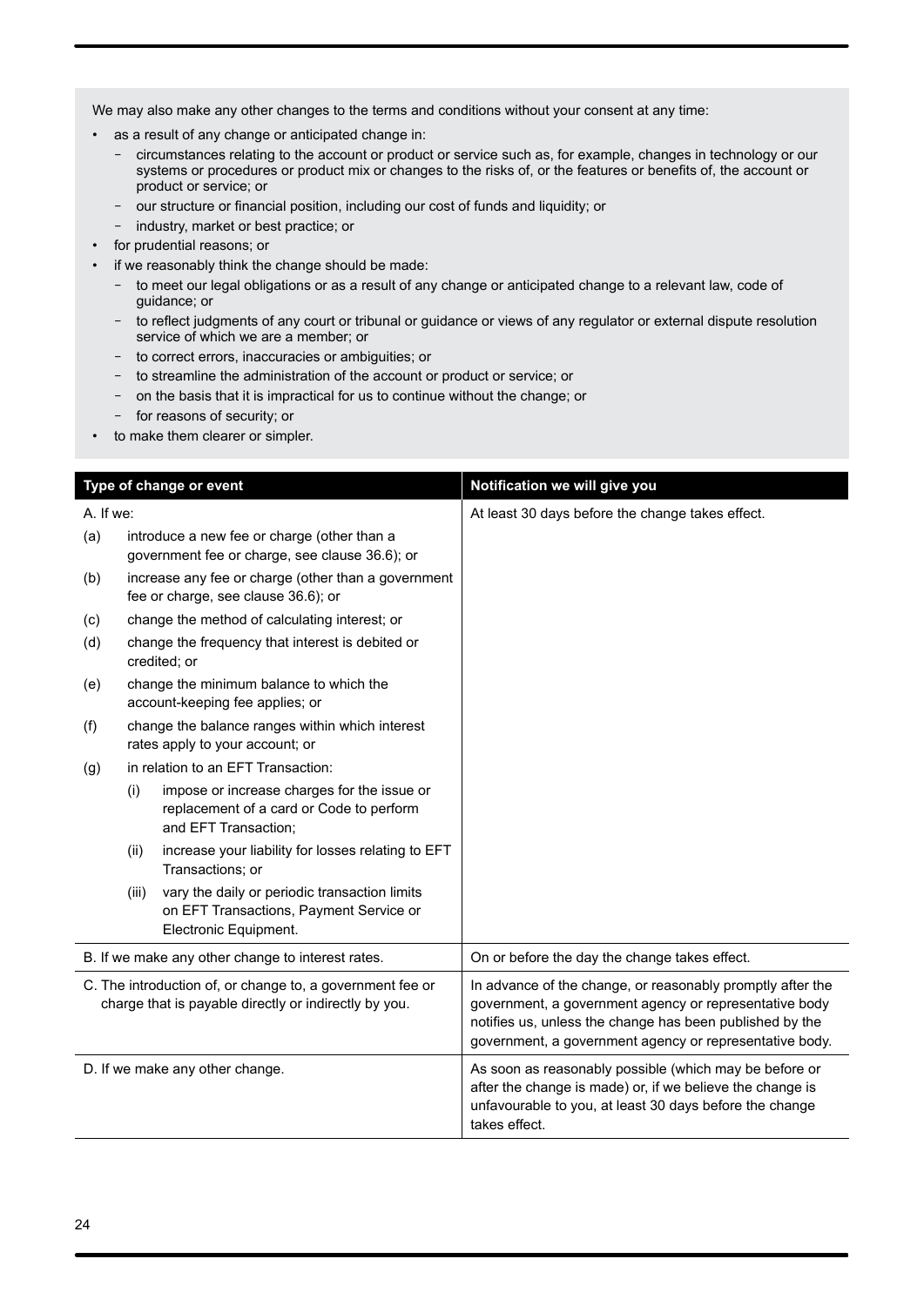We may also make any other changes to the terms and conditions without your consent at any time:

- as a result of any change or anticipated change in:
  - circumstances relating to the account or product or service such as, for example, changes in technology or our systems or procedures or product mix or changes to the risks of, or the features or benefits of, the account or product or service; or
  - our structure or financial position, including our cost of funds and liquidity; or
  - industry, market or best practice; or
- for prudential reasons; or
- if we reasonably think the change should be made:
  - to meet our legal obligations or as a result of any change or anticipated change to a relevant law, code of guidance; or
  - to reflect judgments of any court or tribunal or guidance or views of any regulator or external dispute resolution service of which we are a member; or
  - to correct errors, inaccuracies or ambiguities; or
  - to streamline the administration of the account or product or service; or
  - on the basis that it is impractical for us to continue without the change; or
  - for reasons of security; or
- to make them clearer or simpler.

| Type of change or event | Notification we will give you |
|---|---|
| A. If we:<br>(a) introduce a new fee or charge (other than a government fee or charge, see clause 36.6); or<br>(b) increase any fee or charge (other than a government fee or charge, see clause 36.6); or<br>(c) change the method of calculating interest; or<br>(d) change the frequency that interest is debited or credited; or<br>(e) change the minimum balance to which the account-keeping fee applies; or<br>(f) change the balance ranges within which interest rates apply to your account; or<br>(g) in relation to an EFT Transaction:<br>(i) impose or increase charges for the issue or replacement of a card or Code to perform and EFT Transaction;<br>(ii) increase your liability for losses relating to EFT Transactions; or<br>(iii) vary the daily or periodic transaction limits on EFT Transactions, Payment Service or Electronic Equipment. | At least 30 days before the change takes effect. |
| B. If we make any other change to interest rates. | On or before the day the change takes effect. |
| C. The introduction of, or change to, a government fee or charge that is payable directly or indirectly by you. | In advance of the change, or reasonably promptly after the government, a government agency or representative body notifies us, unless the change has been published by the government, a government agency or representative body. |
| D. If we make any other change. | As soon as reasonably possible (which may be before or after the change is made) or, if we believe the change is unfavourable to you, at least 30 days before the change takes effect. |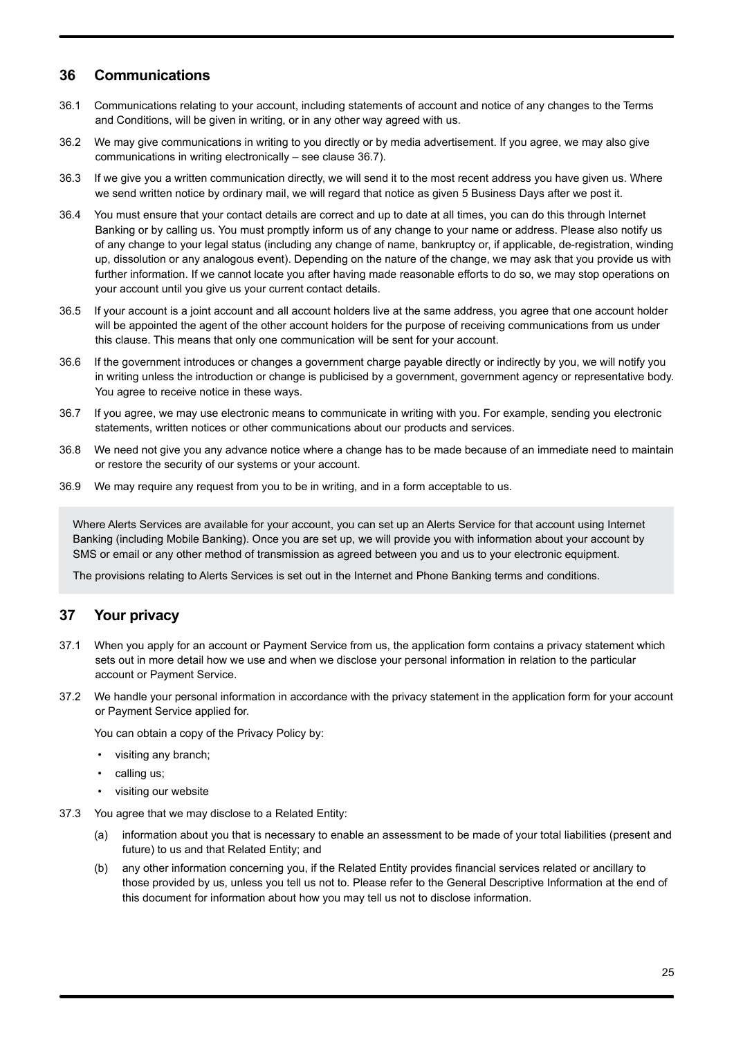## 36 Communications

36.1 Communications relating to your account, including statements of account and notice of any changes to the Terms and Conditions, will be given in writing, or in any other way agreed with us.

36.2 We may give communications in writing to you directly or by media advertisement. If you agree, we may also give communications in writing electronically – see clause 36.7).

36.3 If we give you a written communication directly, we will send it to the most recent address you have given us. Where we send written notice by ordinary mail, we will regard that notice as given 5 Business Days after we post it.

36.4 You must ensure that your contact details are correct and up to date at all times, you can do this through Internet Banking or by calling us. You must promptly inform us of any change to your name or address. Please also notify us of any change to your legal status (including any change of name, bankruptcy or, if applicable, de-registration, winding up, dissolution or any analogous event). Depending on the nature of the change, we may ask that you provide us with further information. If we cannot locate you after having made reasonable efforts to do so, we may stop operations on your account until you give us your current contact details.

36.5 If your account is a joint account and all account holders live at the same address, you agree that one account holder will be appointed the agent of the other account holders for the purpose of receiving communications from us under this clause. This means that only one communication will be sent for your account.

36.6 If the government introduces or changes a government charge payable directly or indirectly by you, we will notify you in writing unless the introduction or change is publicised by a government, government agency or representative body. You agree to receive notice in these ways.

36.7 If you agree, we may use electronic means to communicate in writing with you. For example, sending you electronic statements, written notices or other communications about our products and services.

36.8 We need not give you any advance notice where a change has to be made because of an immediate need to maintain or restore the security of our systems or your account.

36.9 We may require any request from you to be in writing, and in a form acceptable to us.

Where Alerts Services are available for your account, you can set up an Alerts Service for that account using Internet Banking (including Mobile Banking). Once you are set up, we will provide you with information about your account by SMS or email or any other method of transmission as agreed between you and us to your electronic equipment.

The provisions relating to Alerts Services is set out in the Internet and Phone Banking terms and conditions.

## 37 Your privacy

37.1 When you apply for an account or Payment Service from us, the application form contains a privacy statement which sets out in more detail how we use and when we disclose your personal information in relation to the particular account or Payment Service.

37.2 We handle your personal information in accordance with the privacy statement in the application form for your account or Payment Service applied for.

You can obtain a copy of the Privacy Policy by:

- visiting any branch;
- calling us;
- visiting our website

37.3 You agree that we may disclose to a Related Entity:

(a) information about you that is necessary to enable an assessment to be made of your total liabilities (present and future) to us and that Related Entity; and

(b) any other information concerning you, if the Related Entity provides financial services related or ancillary to those provided by us, unless you tell us not to. Please refer to the General Descriptive Information at the end of this document for information about how you may tell us not to disclose information.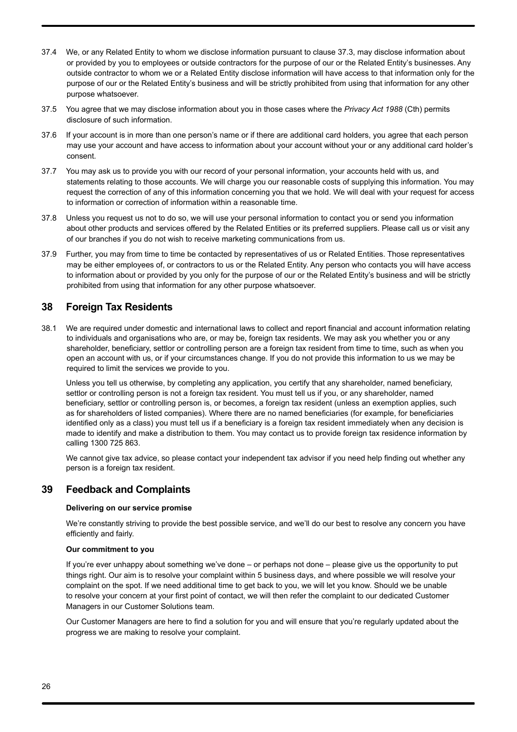37.4 We, or any Related Entity to whom we disclose information pursuant to clause 37.3, may disclose information about or provided by you to employees or outside contractors for the purpose of our or the Related Entity's businesses. Any outside contractor to whom we or a Related Entity disclose information will have access to that information only for the purpose of our or the Related Entity's business and will be strictly prohibited from using that information for any other purpose whatsoever.

37.5 You agree that we may disclose information about you in those cases where the *Privacy Act 1988* (Cth) permits disclosure of such information.

37.6 If your account is in more than one person's name or if there are additional card holders, you agree that each person may use your account and have access to information about your account without your or any additional card holder's consent.

37.7 You may ask us to provide you with our record of your personal information, your accounts held with us, and statements relating to those accounts. We will charge you our reasonable costs of supplying this information. You may request the correction of any of this information concerning you that we hold. We will deal with your request for access to information or correction of information within a reasonable time.

37.8 Unless you request us not to do so, we will use your personal information to contact you or send you information about other products and services offered by the Related Entities or its preferred suppliers. Please call us or visit any of our branches if you do not wish to receive marketing communications from us.

37.9 Further, you may from time to time be contacted by representatives of us or Related Entities. Those representatives may be either employees of, or contractors to us or the Related Entity. Any person who contacts you will have access to information about or provided by you only for the purpose of our or the Related Entity's business and will be strictly prohibited from using that information for any other purpose whatsoever.

## 38 Foreign Tax Residents

38.1 We are required under domestic and international laws to collect and report financial and account information relating to individuals and organisations who are, or may be, foreign tax residents. We may ask you whether you or any shareholder, beneficiary, settlor or controlling person are a foreign tax resident from time to time, such as when you open an account with us, or if your circumstances change. If you do not provide this information to us we may be required to limit the services we provide to you.

Unless you tell us otherwise, by completing any application, you certify that any shareholder, named beneficiary, settlor or controlling person is not a foreign tax resident. You must tell us if you, or any shareholder, named beneficiary, settlor or controlling person is, or becomes, a foreign tax resident (unless an exemption applies, such as for shareholders of listed companies). Where there are no named beneficiaries (for example, for beneficiaries identified only as a class) you must tell us if a beneficiary is a foreign tax resident immediately when any decision is made to identify and make a distribution to them. You may contact us to provide foreign tax residence information by calling 1300 725 863.

We cannot give tax advice, so please contact your independent tax advisor if you need help finding out whether any person is a foreign tax resident.

## 39 Feedback and Complaints

**Delivering on our service promise**

We're constantly striving to provide the best possible service, and we'll do our best to resolve any concern you have efficiently and fairly.

**Our commitment to you**

If you're ever unhappy about something we've done – or perhaps not done – please give us the opportunity to put things right. Our aim is to resolve your complaint within 5 business days, and where possible we will resolve your complaint on the spot. If we need additional time to get back to you, we will let you know. Should we be unable to resolve your concern at your first point of contact, we will then refer the complaint to our dedicated Customer Managers in our Customer Solutions team.

Our Customer Managers are here to find a solution for you and will ensure that you're regularly updated about the progress we are making to resolve your complaint.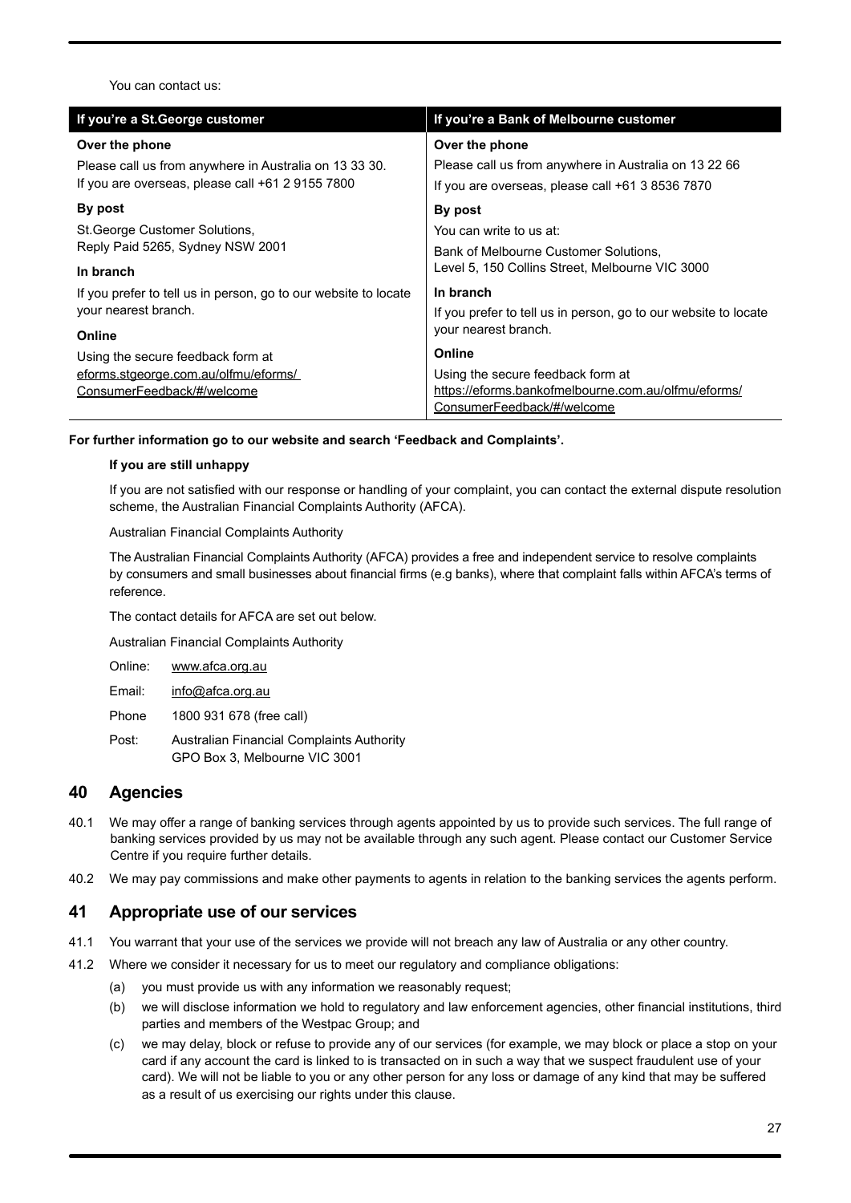You can contact us:

| If you're a St.George customer | If you're a Bank of Melbourne customer |
|---|---|
| **Over the phone**<br>Please call us from anywhere in Australia on 13 33 30.<br>If you are overseas, please call +61 2 9155 7800 | **Over the phone**<br>Please call us from anywhere in Australia on 13 22 66<br>If you are overseas, please call +61 3 8536 7870 |
| **By post**<br>St.George Customer Solutions,<br>Reply Paid 5265, Sydney NSW 2001 | **By post**<br>You can write to us at:<br>Bank of Melbourne Customer Solutions,<br>Level 5, 150 Collins Street, Melbourne VIC 3000 |
| **In branch**<br>If you prefer to tell us in person, go to our website to locate your nearest branch. | **In branch**<br>If you prefer to tell us in person, go to our website to locate your nearest branch. |
| **Online**<br>Using the secure feedback form at<br>eforms.stgeorge.com.au/olfmu/eforms/ConsumerFeedback/#/welcome | **Online**<br>Using the secure feedback form at<br>https://eforms.bankofmelbourne.com.au/olfmu/eforms/ConsumerFeedback/#/welcome |

**For further information go to our website and search 'Feedback and Complaints'.**

**If you are still unhappy**

If you are not satisfied with our response or handling of your complaint, you can contact the external dispute resolution scheme, the Australian Financial Complaints Authority (AFCA).

Australian Financial Complaints Authority

The Australian Financial Complaints Authority (AFCA) provides a free and independent service to resolve complaints by consumers and small businesses about financial firms (e.g banks), where that complaint falls within AFCA's terms of reference.

The contact details for AFCA are set out below.

Australian Financial Complaints Authority

Online: www.afca.org.au

Email: info@afca.org.au

Phone 1800 931 678 (free call)

Post: Australian Financial Complaints Authority
GPO Box 3, Melbourne VIC 3001

## 40 Agencies

40.1 We may offer a range of banking services through agents appointed by us to provide such services. The full range of banking services provided by us may not be available through any such agent. Please contact our Customer Service Centre if you require further details.

40.2 We may pay commissions and make other payments to agents in relation to the banking services the agents perform.

## 41 Appropriate use of our services

41.1 You warrant that your use of the services we provide will not breach any law of Australia or any other country.

41.2 Where we consider it necessary for us to meet our regulatory and compliance obligations:

(a) you must provide us with any information we reasonably request;

(b) we will disclose information we hold to regulatory and law enforcement agencies, other financial institutions, third parties and members of the Westpac Group; and

(c) we may delay, block or refuse to provide any of our services (for example, we may block or place a stop on your card if any account the card is linked to is transacted on in such a way that we suspect fraudulent use of your card). We will not be liable to you or any other person for any loss or damage of any kind that may be suffered as a result of us exercising our rights under this clause.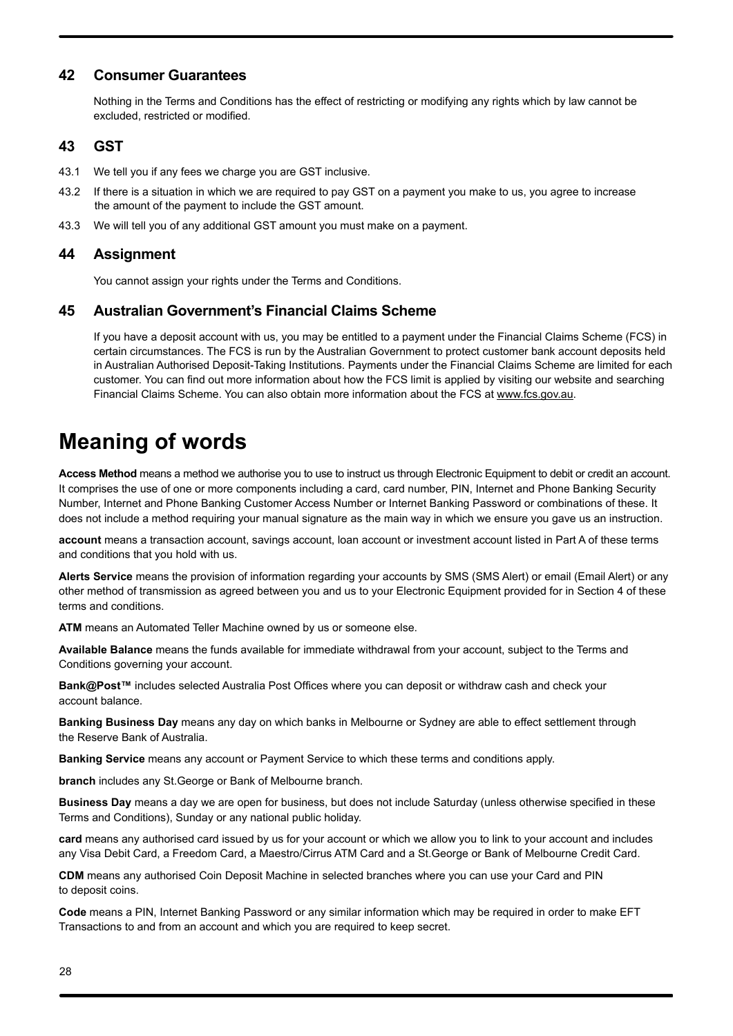## 42 Consumer Guarantees

Nothing in the Terms and Conditions has the effect of restricting or modifying any rights which by law cannot be excluded, restricted or modified.

## 43 GST

43.1 We tell you if any fees we charge you are GST inclusive.

43.2 If there is a situation in which we are required to pay GST on a payment you make to us, you agree to increase the amount of the payment to include the GST amount.

43.3 We will tell you of any additional GST amount you must make on a payment.

## 44 Assignment

You cannot assign your rights under the Terms and Conditions.

## 45 Australian Government's Financial Claims Scheme

If you have a deposit account with us, you may be entitled to a payment under the Financial Claims Scheme (FCS) in certain circumstances. The FCS is run by the Australian Government to protect customer bank account deposits held in Australian Authorised Deposit-Taking Institutions. Payments under the Financial Claims Scheme are limited for each customer. You can find out more information about how the FCS limit is applied by visiting our website and searching Financial Claims Scheme. You can also obtain more information about the FCS at www.fcs.gov.au.

# Meaning of words

**Access Method** means a method we authorise you to use to instruct us through Electronic Equipment to debit or credit an account. It comprises the use of one or more components including a card, card number, PIN, Internet and Phone Banking Security Number, Internet and Phone Banking Customer Access Number or Internet Banking Password or combinations of these. It does not include a method requiring your manual signature as the main way in which we ensure you gave us an instruction.

**account** means a transaction account, savings account, loan account or investment account listed in Part A of these terms and conditions that you hold with us.

**Alerts Service** means the provision of information regarding your accounts by SMS (SMS Alert) or email (Email Alert) or any other method of transmission as agreed between you and us to your Electronic Equipment provided for in Section 4 of these terms and conditions.

**ATM** means an Automated Teller Machine owned by us or someone else.

**Available Balance** means the funds available for immediate withdrawal from your account, subject to the Terms and Conditions governing your account.

**Bank@Post™** includes selected Australia Post Offices where you can deposit or withdraw cash and check your account balance.

**Banking Business Day** means any day on which banks in Melbourne or Sydney are able to effect settlement through the Reserve Bank of Australia.

**Banking Service** means any account or Payment Service to which these terms and conditions apply.

**branch** includes any St.George or Bank of Melbourne branch.

**Business Day** means a day we are open for business, but does not include Saturday (unless otherwise specified in these Terms and Conditions), Sunday or any national public holiday.

**card** means any authorised card issued by us for your account or which we allow you to link to your account and includes any Visa Debit Card, a Freedom Card, a Maestro/Cirrus ATM Card and a St.George or Bank of Melbourne Credit Card.

**CDM** means any authorised Coin Deposit Machine in selected branches where you can use your Card and PIN to deposit coins.

**Code** means a PIN, Internet Banking Password or any similar information which may be required in order to make EFT Transactions to and from an account and which you are required to keep secret.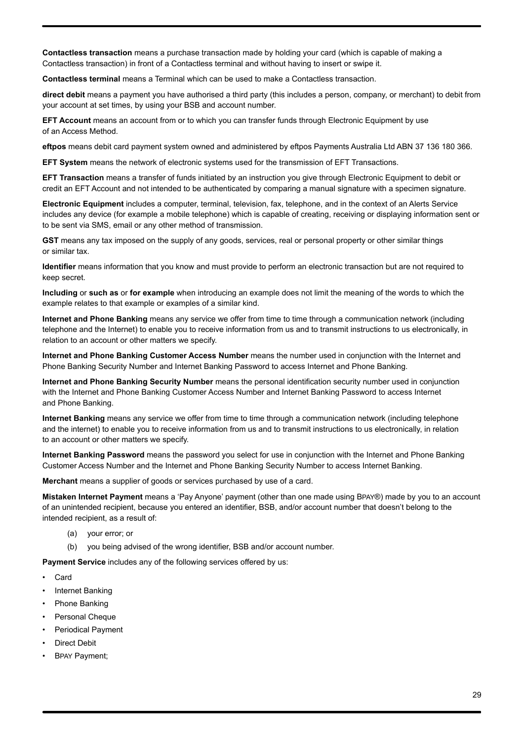**Contactless transaction** means a purchase transaction made by holding your card (which is capable of making a Contactless transaction) in front of a Contactless terminal and without having to insert or swipe it.

**Contactless terminal** means a Terminal which can be used to make a Contactless transaction.

**direct debit** means a payment you have authorised a third party (this includes a person, company, or merchant) to debit from your account at set times, by using your BSB and account number.

**EFT Account** means an account from or to which you can transfer funds through Electronic Equipment by use of an Access Method.

**eftpos** means debit card payment system owned and administered by eftpos Payments Australia Ltd ABN 37 136 180 366.

**EFT System** means the network of electronic systems used for the transmission of EFT Transactions.

**EFT Transaction** means a transfer of funds initiated by an instruction you give through Electronic Equipment to debit or credit an EFT Account and not intended to be authenticated by comparing a manual signature with a specimen signature.

**Electronic Equipment** includes a computer, terminal, television, fax, telephone, and in the context of an Alerts Service includes any device (for example a mobile telephone) which is capable of creating, receiving or displaying information sent or to be sent via SMS, email or any other method of transmission.

**GST** means any tax imposed on the supply of any goods, services, real or personal property or other similar things or similar tax.

**Identifier** means information that you know and must provide to perform an electronic transaction but are not required to keep secret.

**Including** or **such as** or **for example** when introducing an example does not limit the meaning of the words to which the example relates to that example or examples of a similar kind.

**Internet and Phone Banking** means any service we offer from time to time through a communication network (including telephone and the Internet) to enable you to receive information from us and to transmit instructions to us electronically, in relation to an account or other matters we specify.

**Internet and Phone Banking Customer Access Number** means the number used in conjunction with the Internet and Phone Banking Security Number and Internet Banking Password to access Internet and Phone Banking.

**Internet and Phone Banking Security Number** means the personal identification security number used in conjunction with the Internet and Phone Banking Customer Access Number and Internet Banking Password to access Internet and Phone Banking.

**Internet Banking** means any service we offer from time to time through a communication network (including telephone and the internet) to enable you to receive information from us and to transmit instructions to us electronically, in relation to an account or other matters we specify.

**Internet Banking Password** means the password you select for use in conjunction with the Internet and Phone Banking Customer Access Number and the Internet and Phone Banking Security Number to access Internet Banking.

**Merchant** means a supplier of goods or services purchased by use of a card.

**Mistaken Internet Payment** means a 'Pay Anyone' payment (other than one made using BPAY®) made by you to an account of an unintended recipient, because you entered an identifier, BSB, and/or account number that doesn't belong to the intended recipient, as a result of:

(a) your error; or

(b) you being advised of the wrong identifier, BSB and/or account number.

**Payment Service** includes any of the following services offered by us:

- Card
- Internet Banking
- Phone Banking
- Personal Cheque
- Periodical Payment
- Direct Debit
- BPAY Payment;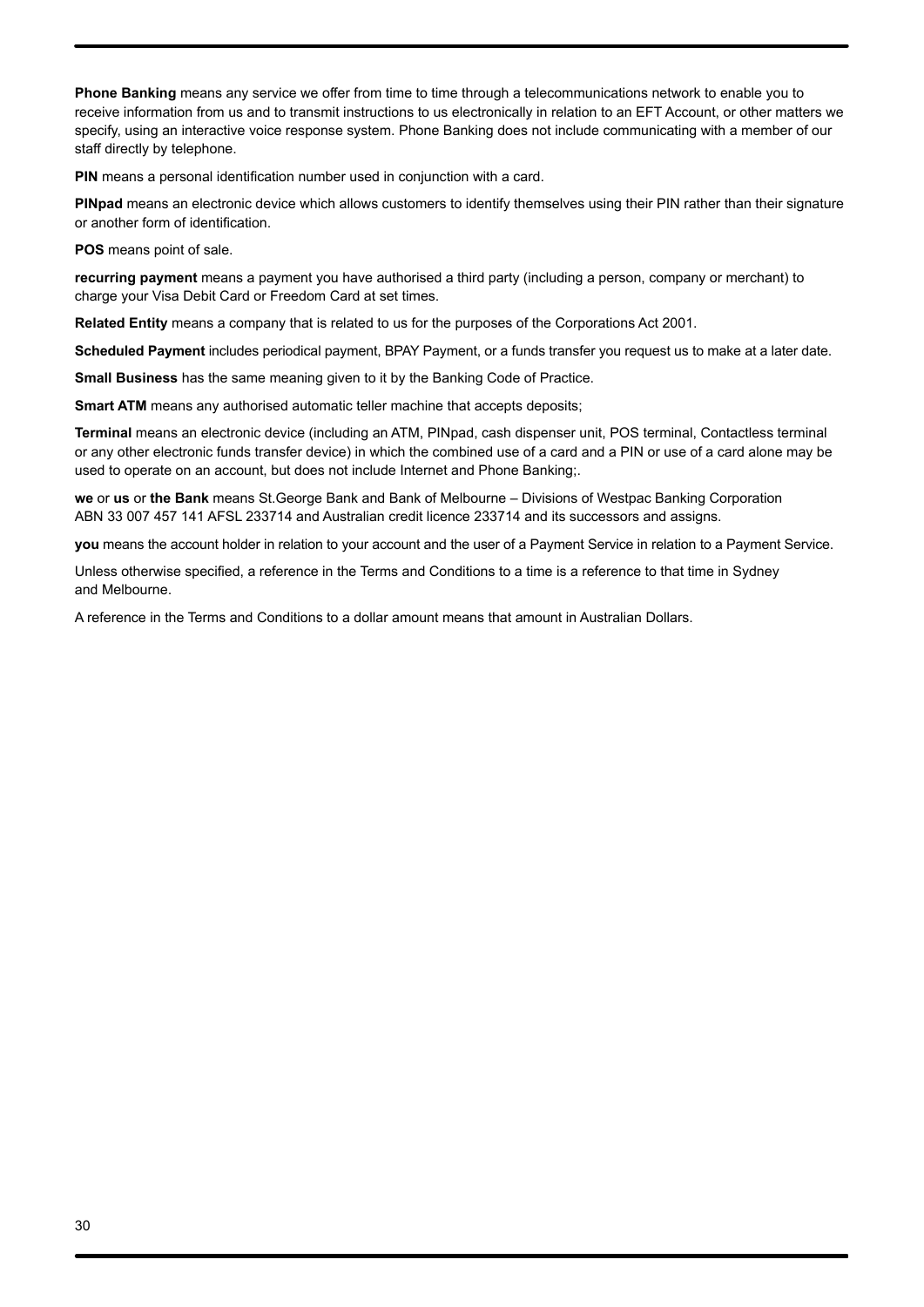**Phone Banking** means any service we offer from time to time through a telecommunications network to enable you to receive information from us and to transmit instructions to us electronically in relation to an EFT Account, or other matters we specify, using an interactive voice response system. Phone Banking does not include communicating with a member of our staff directly by telephone.

**PIN** means a personal identification number used in conjunction with a card.

**PINpad** means an electronic device which allows customers to identify themselves using their PIN rather than their signature or another form of identification.

**POS** means point of sale.

**recurring payment** means a payment you have authorised a third party (including a person, company or merchant) to charge your Visa Debit Card or Freedom Card at set times.

**Related Entity** means a company that is related to us for the purposes of the Corporations Act 2001.

**Scheduled Payment** includes periodical payment, BPAY Payment, or a funds transfer you request us to make at a later date.

**Small Business** has the same meaning given to it by the Banking Code of Practice.

**Smart ATM** means any authorised automatic teller machine that accepts deposits;

**Terminal** means an electronic device (including an ATM, PINpad, cash dispenser unit, POS terminal, Contactless terminal or any other electronic funds transfer device) in which the combined use of a card and a PIN or use of a card alone may be used to operate on an account, but does not include Internet and Phone Banking;.

**we** or **us** or **the Bank** means St.George Bank and Bank of Melbourne – Divisions of Westpac Banking Corporation ABN 33 007 457 141 AFSL 233714 and Australian credit licence 233714 and its successors and assigns.

**you** means the account holder in relation to your account and the user of a Payment Service in relation to a Payment Service.

Unless otherwise specified, a reference in the Terms and Conditions to a time is a reference to that time in Sydney and Melbourne.

A reference in the Terms and Conditions to a dollar amount means that amount in Australian Dollars.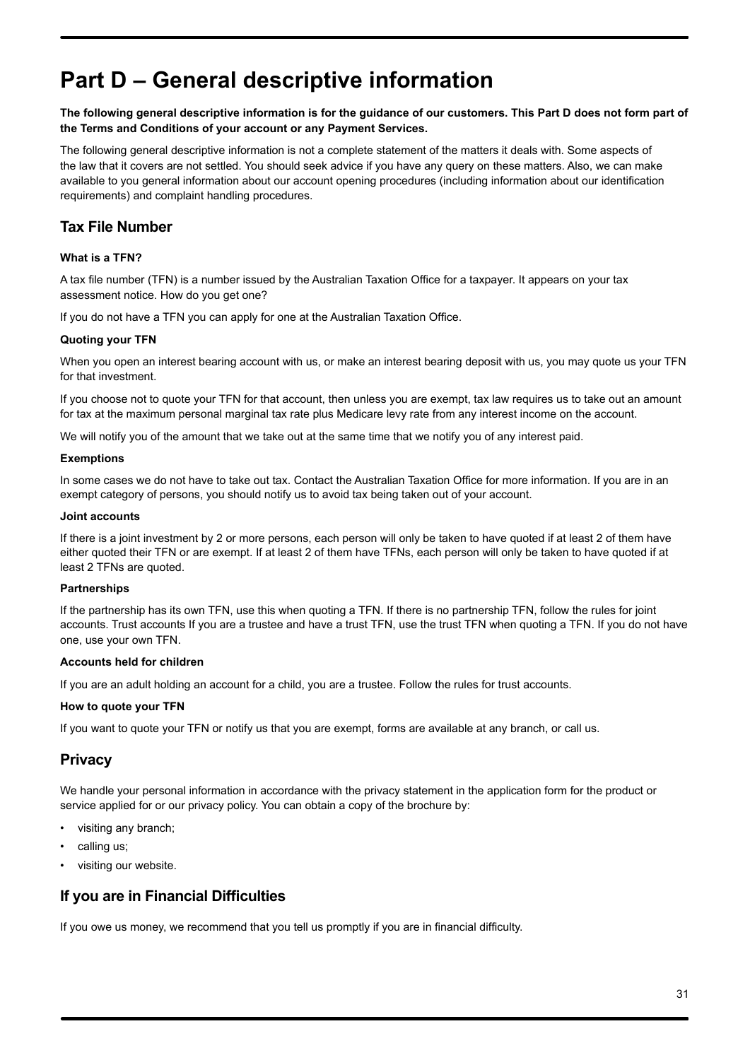# Part D – General descriptive information

**The following general descriptive information is for the guidance of our customers. This Part D does not form part of the Terms and Conditions of your account or any Payment Services.**

The following general descriptive information is not a complete statement of the matters it deals with. Some aspects of the law that it covers are not settled. You should seek advice if you have any query on these matters. Also, we can make available to you general information about our account opening procedures (including information about our identification requirements) and complaint handling procedures.

## Tax File Number

#### What is a TFN?

A tax file number (TFN) is a number issued by the Australian Taxation Office for a taxpayer. It appears on your tax assessment notice. How do you get one?

If you do not have a TFN you can apply for one at the Australian Taxation Office.

#### Quoting your TFN

When you open an interest bearing account with us, or make an interest bearing deposit with us, you may quote us your TFN for that investment.

If you choose not to quote your TFN for that account, then unless you are exempt, tax law requires us to take out an amount for tax at the maximum personal marginal tax rate plus Medicare levy rate from any interest income on the account.

We will notify you of the amount that we take out at the same time that we notify you of any interest paid.

#### Exemptions

In some cases we do not have to take out tax. Contact the Australian Taxation Office for more information. If you are in an exempt category of persons, you should notify us to avoid tax being taken out of your account.

#### Joint accounts

If there is a joint investment by 2 or more persons, each person will only be taken to have quoted if at least 2 of them have either quoted their TFN or are exempt. If at least 2 of them have TFNs, each person will only be taken to have quoted if at least 2 TFNs are quoted.

#### Partnerships

If the partnership has its own TFN, use this when quoting a TFN. If there is no partnership TFN, follow the rules for joint accounts. Trust accounts If you are a trustee and have a trust TFN, use the trust TFN when quoting a TFN. If you do not have one, use your own TFN.

#### Accounts held for children

If you are an adult holding an account for a child, you are a trustee. Follow the rules for trust accounts.

#### How to quote your TFN

If you want to quote your TFN or notify us that you are exempt, forms are available at any branch, or call us.

## Privacy

We handle your personal information in accordance with the privacy statement in the application form for the product or service applied for or our privacy policy. You can obtain a copy of the brochure by:

- visiting any branch;
- calling us;
- visiting our website.

## If you are in Financial Difficulties

If you owe us money, we recommend that you tell us promptly if you are in financial difficulty.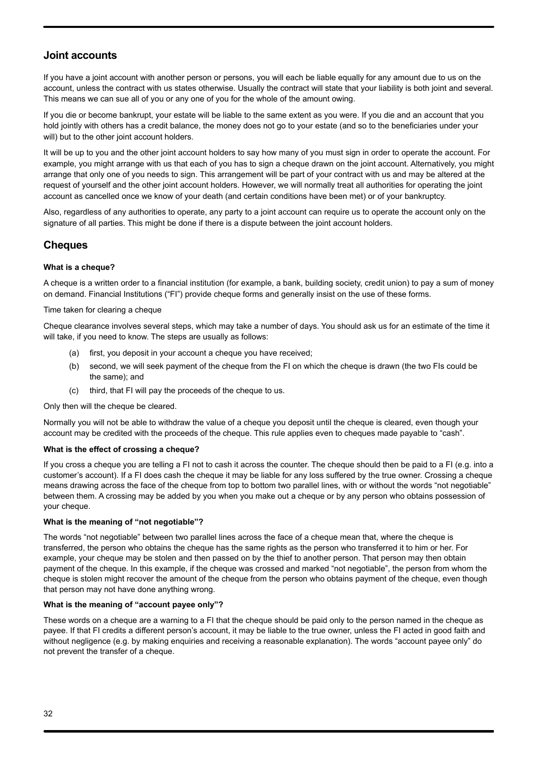## Joint accounts

If you have a joint account with another person or persons, you will each be liable equally for any amount due to us on the account, unless the contract with us states otherwise. Usually the contract will state that your liability is both joint and several. This means we can sue all of you or any one of you for the whole of the amount owing.

If you die or become bankrupt, your estate will be liable to the same extent as you were. If you die and an account that you hold jointly with others has a credit balance, the money does not go to your estate (and so to the beneficiaries under your will) but to the other joint account holders.

It will be up to you and the other joint account holders to say how many of you must sign in order to operate the account. For example, you might arrange with us that each of you has to sign a cheque drawn on the joint account. Alternatively, you might arrange that only one of you needs to sign. This arrangement will be part of your contract with us and may be altered at the request of yourself and the other joint account holders. However, we will normally treat all authorities for operating the joint account as cancelled once we know of your death (and certain conditions have been met) or of your bankruptcy.

Also, regardless of any authorities to operate, any party to a joint account can require us to operate the account only on the signature of all parties. This might be done if there is a dispute between the joint account holders.

## Cheques

**What is a cheque?**

A cheque is a written order to a financial institution (for example, a bank, building society, credit union) to pay a sum of money on demand. Financial Institutions ("FI") provide cheque forms and generally insist on the use of these forms.

Time taken for clearing a cheque

Cheque clearance involves several steps, which may take a number of days. You should ask us for an estimate of the time it will take, if you need to know. The steps are usually as follows:

(a) first, you deposit in your account a cheque you have received;

(b) second, we will seek payment of the cheque from the FI on which the cheque is drawn (the two FIs could be the same); and

(c) third, that FI will pay the proceeds of the cheque to us.

Only then will the cheque be cleared.

Normally you will not be able to withdraw the value of a cheque you deposit until the cheque is cleared, even though your account may be credited with the proceeds of the cheque. This rule applies even to cheques made payable to "cash".

**What is the effect of crossing a cheque?**

If you cross a cheque you are telling a FI not to cash it across the counter. The cheque should then be paid to a FI (e.g. into a customer's account). If a FI does cash the cheque it may be liable for any loss suffered by the true owner. Crossing a cheque means drawing across the face of the cheque from top to bottom two parallel lines, with or without the words "not negotiable" between them. A crossing may be added by you when you make out a cheque or by any person who obtains possession of your cheque.

**What is the meaning of "not negotiable"?**

The words "not negotiable" between two parallel lines across the face of a cheque mean that, where the cheque is transferred, the person who obtains the cheque has the same rights as the person who transferred it to him or her. For example, your cheque may be stolen and then passed on by the thief to another person. That person may then obtain payment of the cheque. In this example, if the cheque was crossed and marked "not negotiable", the person from whom the cheque is stolen might recover the amount of the cheque from the person who obtains payment of the cheque, even though that person may not have done anything wrong.

**What is the meaning of "account payee only"?**

These words on a cheque are a warning to a FI that the cheque should be paid only to the person named in the cheque as payee. If that FI credits a different person's account, it may be liable to the true owner, unless the FI acted in good faith and without negligence (e.g. by making enquiries and receiving a reasonable explanation). The words "account payee only" do not prevent the transfer of a cheque.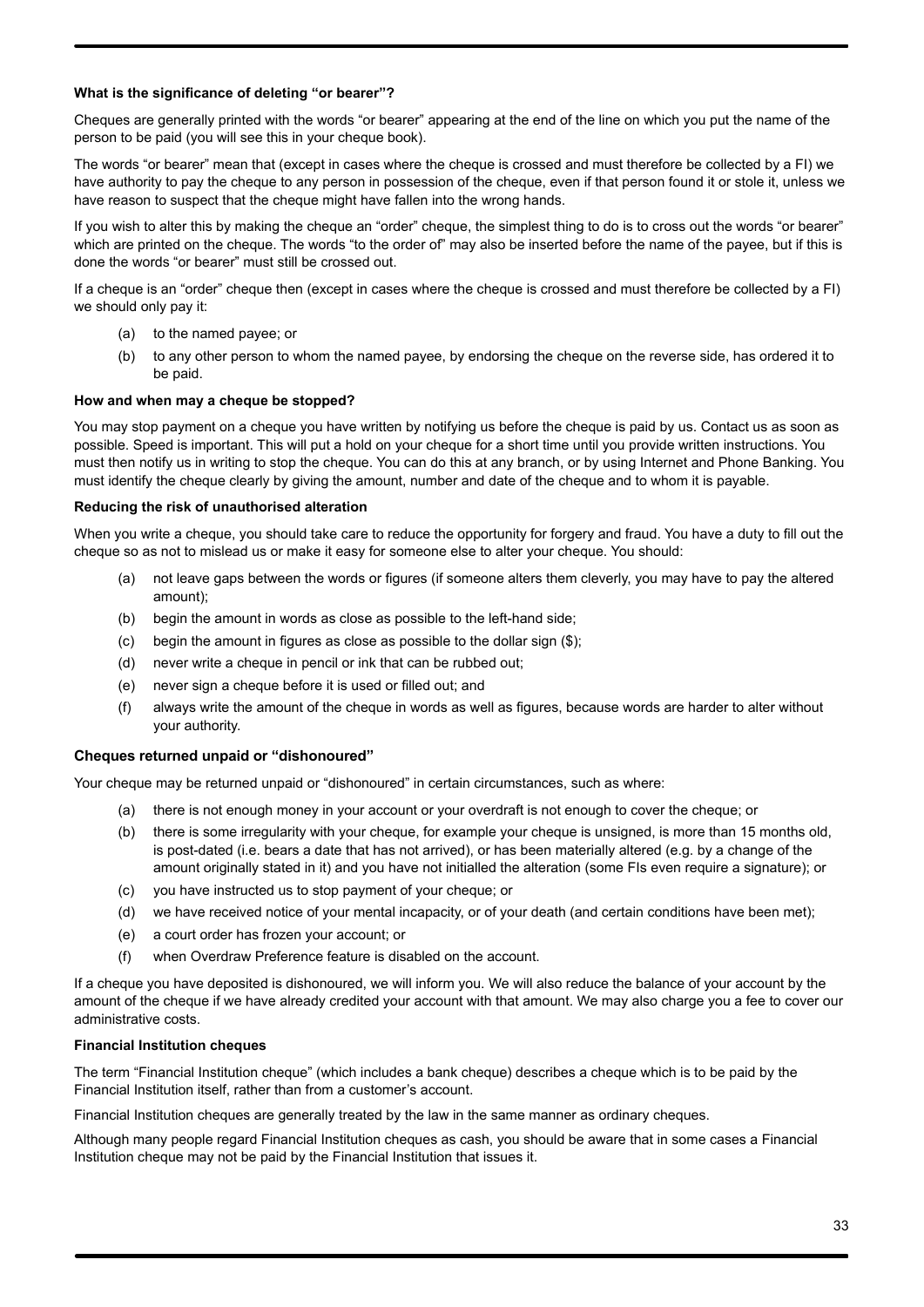**What is the significance of deleting "or bearer"?**

Cheques are generally printed with the words "or bearer" appearing at the end of the line on which you put the name of the person to be paid (you will see this in your cheque book).

The words "or bearer" mean that (except in cases where the cheque is crossed and must therefore be collected by a FI) we have authority to pay the cheque to any person in possession of the cheque, even if that person found it or stole it, unless we have reason to suspect that the cheque might have fallen into the wrong hands.

If you wish to alter this by making the cheque an "order" cheque, the simplest thing to do is to cross out the words "or bearer" which are printed on the cheque. The words "to the order of" may also be inserted before the name of the payee, but if this is done the words "or bearer" must still be crossed out.

If a cheque is an "order" cheque then (except in cases where the cheque is crossed and must therefore be collected by a FI) we should only pay it:

(a) to the named payee; or

(b) to any other person to whom the named payee, by endorsing the cheque on the reverse side, has ordered it to be paid.

**How and when may a cheque be stopped?**

You may stop payment on a cheque you have written by notifying us before the cheque is paid by us. Contact us as soon as possible. Speed is important. This will put a hold on your cheque for a short time until you provide written instructions. You must then notify us in writing to stop the cheque. You can do this at any branch, or by using Internet and Phone Banking. You must identify the cheque clearly by giving the amount, number and date of the cheque and to whom it is payable.

**Reducing the risk of unauthorised alteration**

When you write a cheque, you should take care to reduce the opportunity for forgery and fraud. You have a duty to fill out the cheque so as not to mislead us or make it easy for someone else to alter your cheque. You should:

(a) not leave gaps between the words or figures (if someone alters them cleverly, you may have to pay the altered amount);

(b) begin the amount in words as close as possible to the left-hand side;

(c) begin the amount in figures as close as possible to the dollar sign ($);

(d) never write a cheque in pencil or ink that can be rubbed out;

(e) never sign a cheque before it is used or filled out; and

(f) always write the amount of the cheque in words as well as figures, because words are harder to alter without your authority.

**Cheques returned unpaid or "dishonoured"**

Your cheque may be returned unpaid or "dishonoured" in certain circumstances, such as where:

(a) there is not enough money in your account or your overdraft is not enough to cover the cheque; or

(b) there is some irregularity with your cheque, for example your cheque is unsigned, is more than 15 months old, is post-dated (i.e. bears a date that has not arrived), or has been materially altered (e.g. by a change of the amount originally stated in it) and you have not initialled the alteration (some FIs even require a signature); or

(c) you have instructed us to stop payment of your cheque; or

(d) we have received notice of your mental incapacity, or of your death (and certain conditions have been met);

(e) a court order has frozen your account; or

(f) when Overdraw Preference feature is disabled on the account.

If a cheque you have deposited is dishonoured, we will inform you. We will also reduce the balance of your account by the amount of the cheque if we have already credited your account with that amount. We may also charge you a fee to cover our administrative costs.

**Financial Institution cheques**

The term "Financial Institution cheque" (which includes a bank cheque) describes a cheque which is to be paid by the Financial Institution itself, rather than from a customer's account.

Financial Institution cheques are generally treated by the law in the same manner as ordinary cheques.

Although many people regard Financial Institution cheques as cash, you should be aware that in some cases a Financial Institution cheque may not be paid by the Financial Institution that issues it.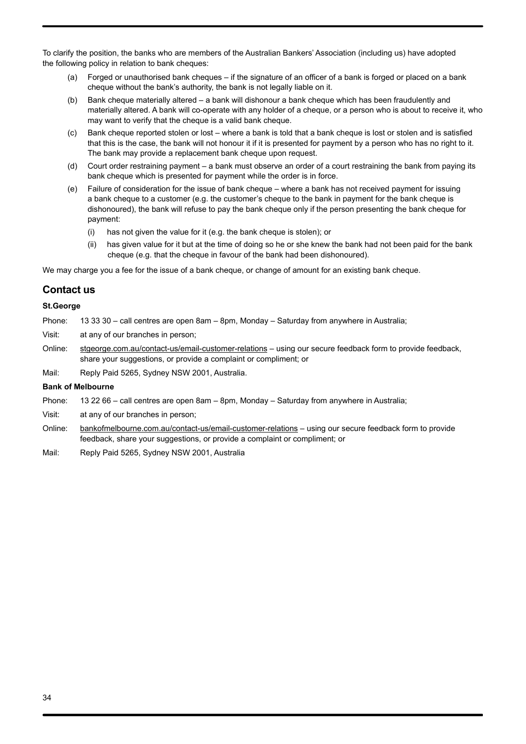To clarify the position, the banks who are members of the Australian Bankers' Association (including us) have adopted the following policy in relation to bank cheques:

(a) Forged or unauthorised bank cheques – if the signature of an officer of a bank is forged or placed on a bank cheque without the bank's authority, the bank is not legally liable on it.

(b) Bank cheque materially altered – a bank will dishonour a bank cheque which has been fraudulently and materially altered. A bank will co-operate with any holder of a cheque, or a person who is about to receive it, who may want to verify that the cheque is a valid bank cheque.

(c) Bank cheque reported stolen or lost – where a bank is told that a bank cheque is lost or stolen and is satisfied that this is the case, the bank will not honour it if it is presented for payment by a person who has no right to it. The bank may provide a replacement bank cheque upon request.

(d) Court order restraining payment – a bank must observe an order of a court restraining the bank from paying its bank cheque which is presented for payment while the order is in force.

(e) Failure of consideration for the issue of bank cheque – where a bank has not received payment for issuing a bank cheque to a customer (e.g. the customer's cheque to the bank in payment for the bank cheque is dishonoured), the bank will refuse to pay the bank cheque only if the person presenting the bank cheque for payment:

   (i) has not given the value for it (e.g. the bank cheque is stolen); or

   (ii) has given value for it but at the time of doing so he or she knew the bank had not been paid for the bank cheque (e.g. that the cheque in favour of the bank had been dishonoured).

We may charge you a fee for the issue of a bank cheque, or change of amount for an existing bank cheque.

## Contact us

**St.George**

Phone: 13 33 30 – call centres are open 8am – 8pm, Monday – Saturday from anywhere in Australia;

Visit: at any of our branches in person;

Online: stgeorge.com.au/contact-us/email-customer-relations – using our secure feedback form to provide feedback, share your suggestions, or provide a complaint or compliment; or

Mail: Reply Paid 5265, Sydney NSW 2001, Australia.

**Bank of Melbourne**

Phone: 13 22 66 – call centres are open 8am – 8pm, Monday – Saturday from anywhere in Australia;

Visit: at any of our branches in person;

Online: bankofmelbourne.com.au/contact-us/email-customer-relations – using our secure feedback form to provide feedback, share your suggestions, or provide a complaint or compliment; or

Mail: Reply Paid 5265, Sydney NSW 2001, Australia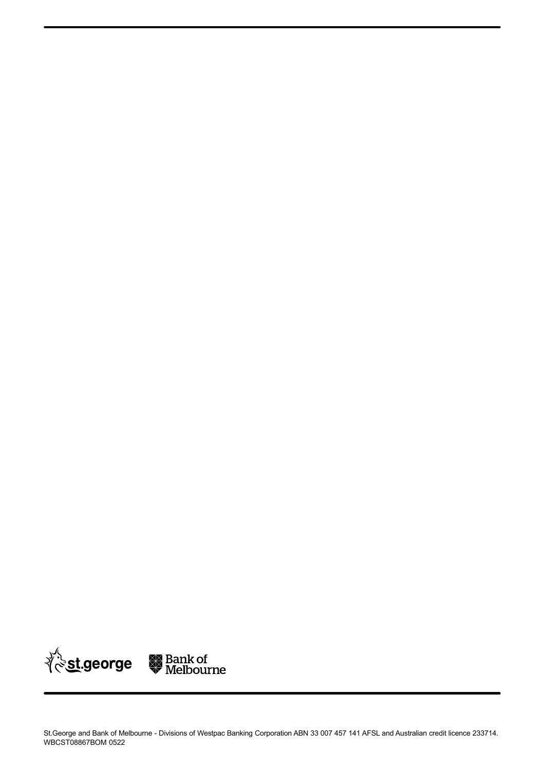st.george Bank of Melbourne

St.George and Bank of Melbourne - Divisions of Westpac Banking Corporation ABN 33 007 457 141 AFSL and Australian credit licence 233714.
WBCST08867BOM 0522